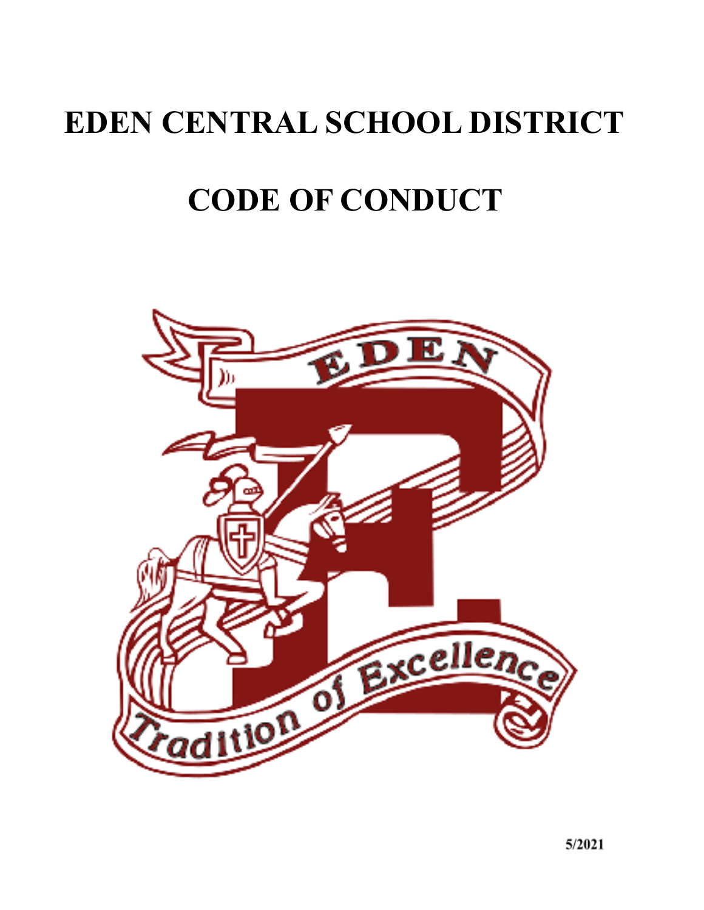# EDEN CENTRAL SCHOOL DISTRICT

# CODE OF CONDUCT

5/2021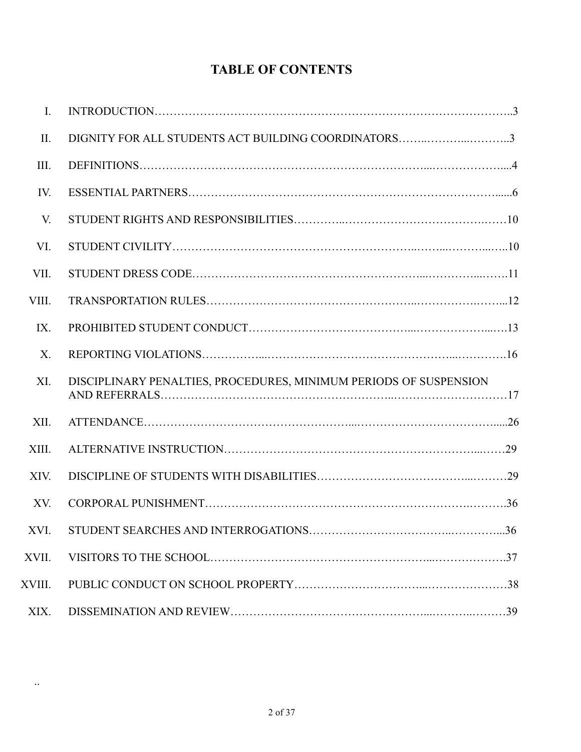# TABLE OF CONTENTS

| | | |
|---|---|---|
| I. | INTRODUCTION | 3 |
| II. | DIGNITY FOR ALL STUDENTS ACT BUILDING COORDINATORS | 3 |
| III. | DEFINITIONS | 4 |
| IV. | ESSENTIAL PARTNERS | 6 |
| V. | STUDENT RIGHTS AND RESPONSIBILITIES | 10 |
| VI. | STUDENT CIVILITY | 10 |
| VII. | STUDENT DRESS CODE | 11 |
| VIII. | TRANSPORTATION RULES | 12 |
| IX. | PROHIBITED STUDENT CONDUCT | 13 |
| X. | REPORTING VIOLATIONS | 16 |
| XI. | DISCIPLINARY PENALTIES, PROCEDURES, MINIMUM PERIODS OF SUSPENSION AND REFERRALS | 17 |
| XII. | ATTENDANCE | 26 |
| XIII. | ALTERNATIVE INSTRUCTION | 29 |
| XIV. | DISCIPLINE OF STUDENTS WITH DISABILITIES | 29 |
| XV. | CORPORAL PUNISHMENT | 36 |
| XVI. | STUDENT SEARCHES AND INTERROGATIONS | 36 |
| XVII. | VISITORS TO THE SCHOOL | 37 |
| XVIII. | PUBLIC CONDUCT ON SCHOOL PROPERTY | 38 |
| XIX. | DISSEMINATION AND REVIEW | 39 |

..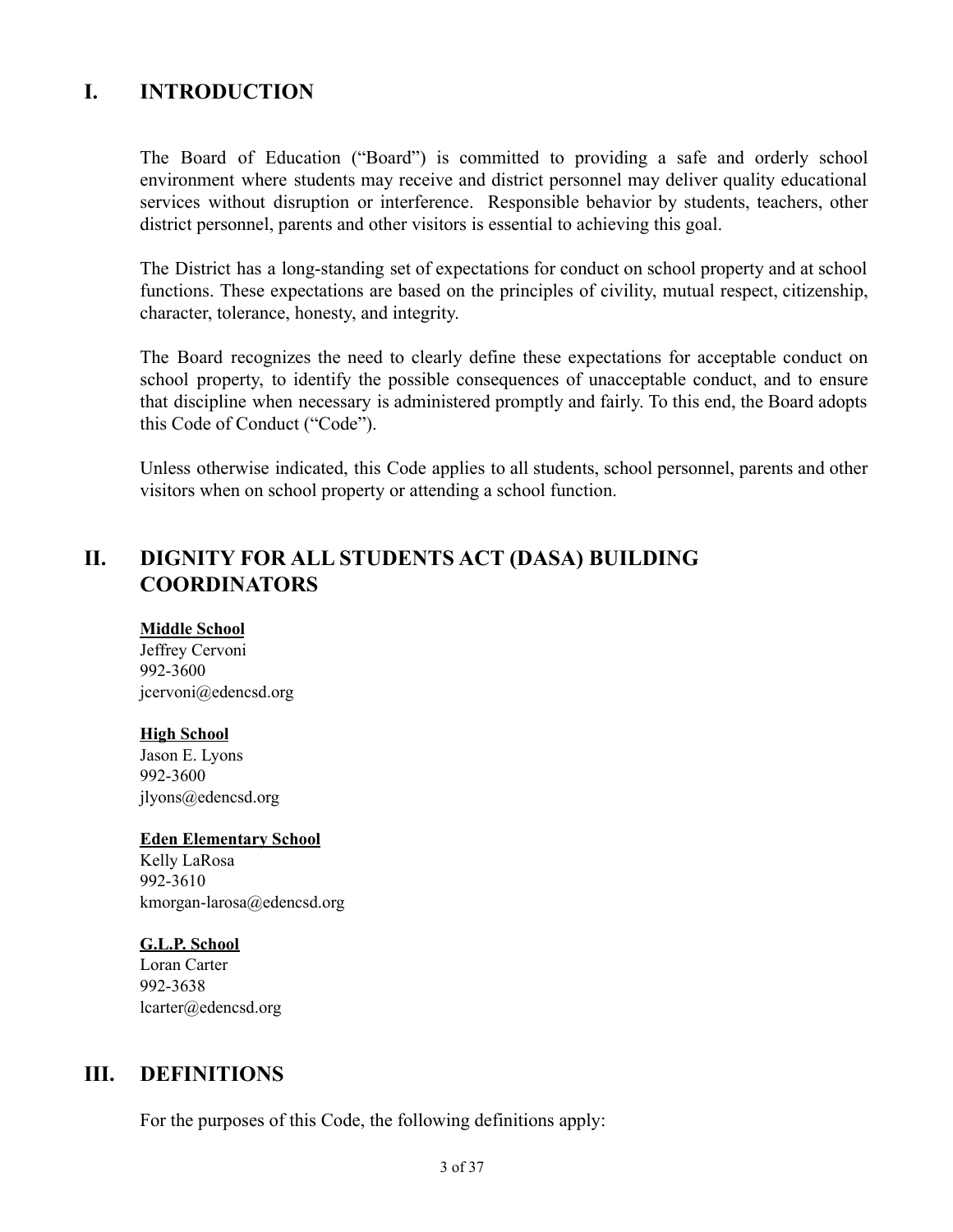## I. INTRODUCTION

The Board of Education ("Board") is committed to providing a safe and orderly school environment where students may receive and district personnel may deliver quality educational services without disruption or interference. Responsible behavior by students, teachers, other district personnel, parents and other visitors is essential to achieving this goal.

The District has a long-standing set of expectations for conduct on school property and at school functions. These expectations are based on the principles of civility, mutual respect, citizenship, character, tolerance, honesty, and integrity.

The Board recognizes the need to clearly define these expectations for acceptable conduct on school property, to identify the possible consequences of unacceptable conduct, and to ensure that discipline when necessary is administered promptly and fairly. To this end, the Board adopts this Code of Conduct ("Code").

Unless otherwise indicated, this Code applies to all students, school personnel, parents and other visitors when on school property or attending a school function.

## II. DIGNITY FOR ALL STUDENTS ACT (DASA) BUILDING COORDINATORS

**Middle School**
Jeffrey Cervoni
992-3600
jcervoni@edencsd.org

**High School**
Jason E. Lyons
992-3600
jlyons@edencsd.org

**Eden Elementary School**
Kelly LaRosa
992-3610
kmorgan-larosa@edencsd.org

**G.L.P. School**
Loran Carter
992-3638
lcarter@edencsd.org

## III. DEFINITIONS

For the purposes of this Code, the following definitions apply: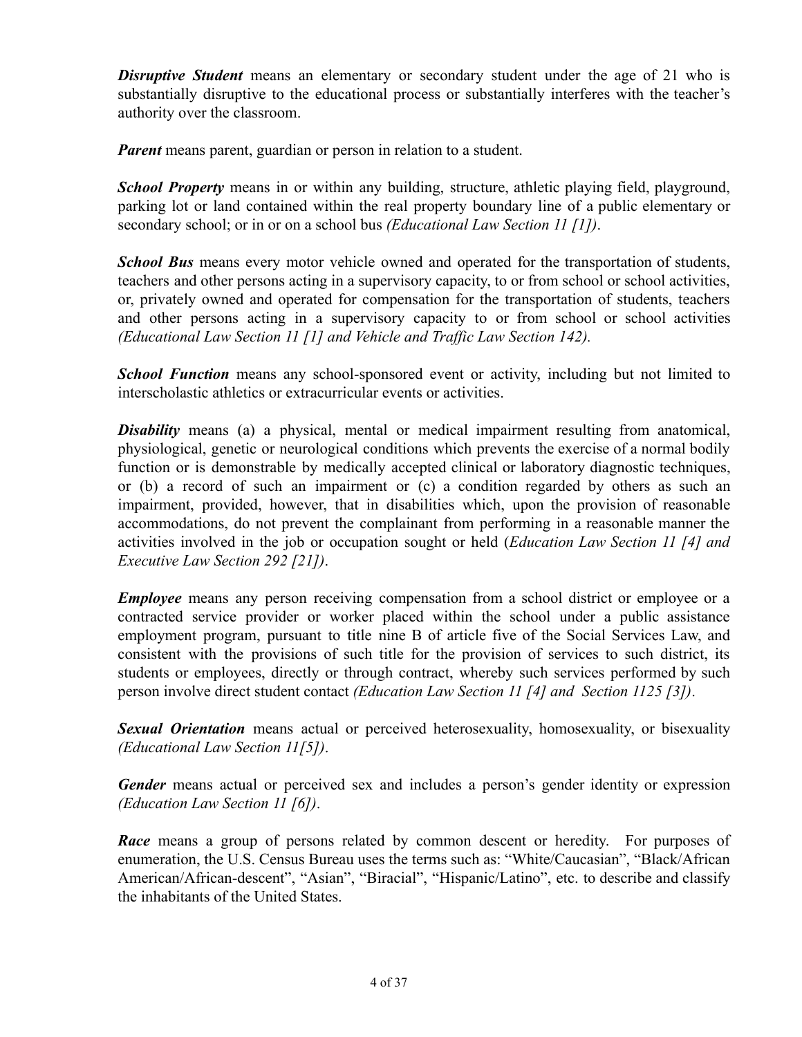***Disruptive Student*** means an elementary or secondary student under the age of 21 who is substantially disruptive to the educational process or substantially interferes with the teacher's authority over the classroom.

***Parent*** means parent, guardian or person in relation to a student.

***School Property*** means in or within any building, structure, athletic playing field, playground, parking lot or land contained within the real property boundary line of a public elementary or secondary school; or in or on a school bus *(Educational Law Section 11 [1])*.

***School Bus*** means every motor vehicle owned and operated for the transportation of students, teachers and other persons acting in a supervisory capacity, to or from school or school activities, or, privately owned and operated for compensation for the transportation of students, teachers and other persons acting in a supervisory capacity to or from school or school activities *(Educational Law Section 11 [1] and Vehicle and Traffic Law Section 142).*

***School Function*** means any school-sponsored event or activity, including but not limited to interscholastic athletics or extracurricular events or activities.

***Disability*** means (a) a physical, mental or medical impairment resulting from anatomical, physiological, genetic or neurological conditions which prevents the exercise of a normal bodily function or is demonstrable by medically accepted clinical or laboratory diagnostic techniques, or (b) a record of such an impairment or (c) a condition regarded by others as such an impairment, provided, however, that in disabilities which, upon the provision of reasonable accommodations, do not prevent the complainant from performing in a reasonable manner the activities involved in the job or occupation sought or held (*Education Law Section 11 [4] and Executive Law Section 292 [21])*.

***Employee*** means any person receiving compensation from a school district or employee or a contracted service provider or worker placed within the school under a public assistance employment program, pursuant to title nine B of article five of the Social Services Law, and consistent with the provisions of such title for the provision of services to such district, its students or employees, directly or through contract, whereby such services performed by such person involve direct student contact *(Education Law Section 11 [4] and Section 1125 [3])*.

***Sexual Orientation*** means actual or perceived heterosexuality, homosexuality, or bisexuality *(Educational Law Section 11[5])*.

***Gender*** means actual or perceived sex and includes a person's gender identity or expression *(Education Law Section 11 [6])*.

***Race*** means a group of persons related by common descent or heredity. For purposes of enumeration, the U.S. Census Bureau uses the terms such as: "White/Caucasian", "Black/African American/African-descent", "Asian", "Biracial", "Hispanic/Latino", etc. to describe and classify the inhabitants of the United States.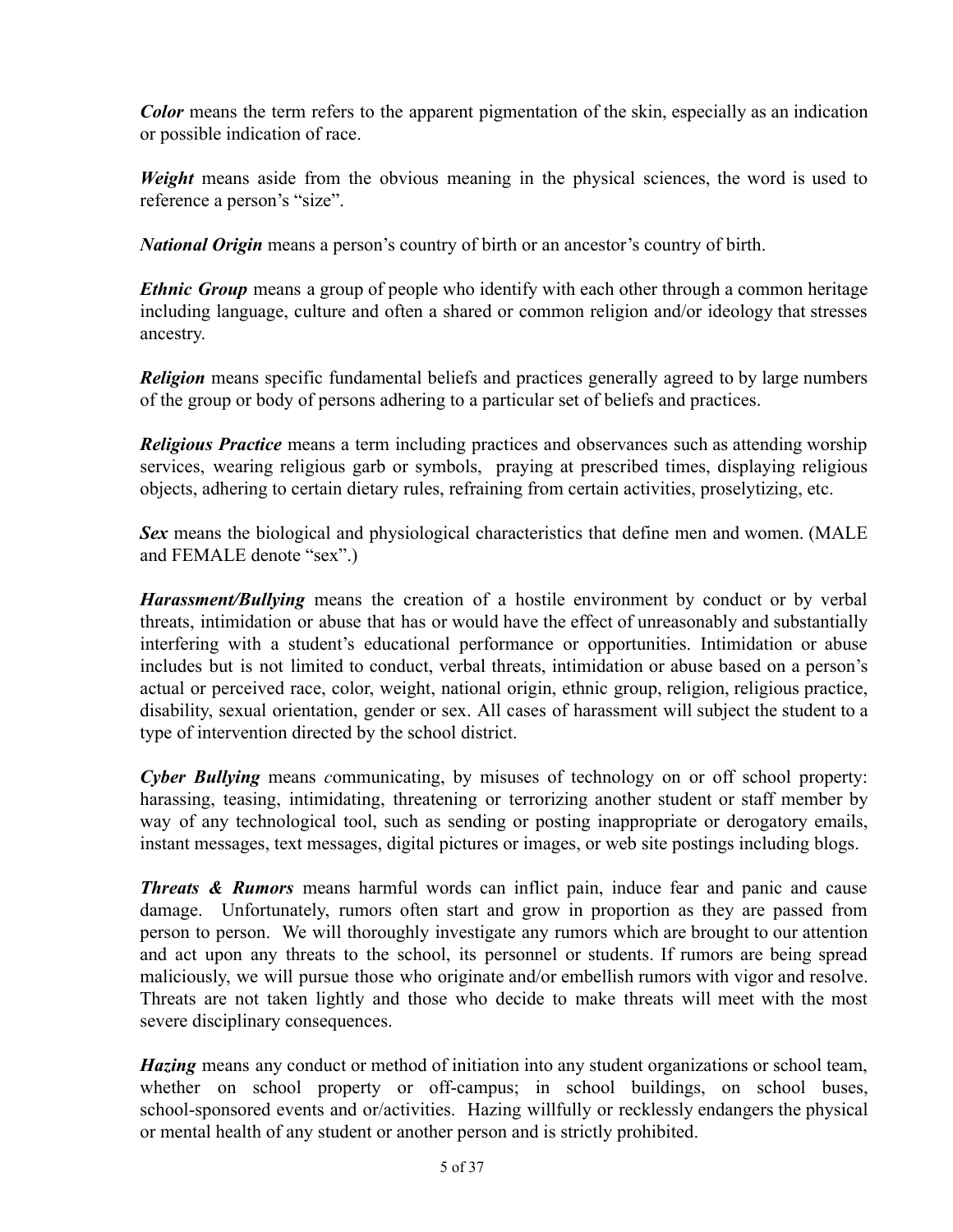***Color*** means the term refers to the apparent pigmentation of the skin, especially as an indication or possible indication of race.

***Weight*** means aside from the obvious meaning in the physical sciences, the word is used to reference a person's "size".

***National Origin*** means a person's country of birth or an ancestor's country of birth.

***Ethnic Group*** means a group of people who identify with each other through a common heritage including language, culture and often a shared or common religion and/or ideology that stresses ancestry.

***Religion*** means specific fundamental beliefs and practices generally agreed to by large numbers of the group or body of persons adhering to a particular set of beliefs and practices.

***Religious Practice*** means a term including practices and observances such as attending worship services, wearing religious garb or symbols, praying at prescribed times, displaying religious objects, adhering to certain dietary rules, refraining from certain activities, proselytizing, etc.

***Sex*** means the biological and physiological characteristics that define men and women. (MALE and FEMALE denote "sex".)

***Harassment/Bullying*** means the creation of a hostile environment by conduct or by verbal threats, intimidation or abuse that has or would have the effect of unreasonably and substantially interfering with a student's educational performance or opportunities. Intimidation or abuse includes but is not limited to conduct, verbal threats, intimidation or abuse based on a person's actual or perceived race, color, weight, national origin, ethnic group, religion, religious practice, disability, sexual orientation, gender or sex. All cases of harassment will subject the student to a type of intervention directed by the school district.

***Cyber Bullying*** means *c*ommunicating, by misuses of technology on or off school property: harassing, teasing, intimidating, threatening or terrorizing another student or staff member by way of any technological tool, such as sending or posting inappropriate or derogatory emails, instant messages, text messages, digital pictures or images, or web site postings including blogs.

***Threats & Rumors*** means harmful words can inflict pain, induce fear and panic and cause damage. Unfortunately, rumors often start and grow in proportion as they are passed from person to person. We will thoroughly investigate any rumors which are brought to our attention and act upon any threats to the school, its personnel or students. If rumors are being spread maliciously, we will pursue those who originate and/or embellish rumors with vigor and resolve. Threats are not taken lightly and those who decide to make threats will meet with the most severe disciplinary consequences.

***Hazing*** means any conduct or method of initiation into any student organizations or school team, whether on school property or off-campus; in school buildings, on school buses, school-sponsored events and or/activities. Hazing willfully or recklessly endangers the physical or mental health of any student or another person and is strictly prohibited.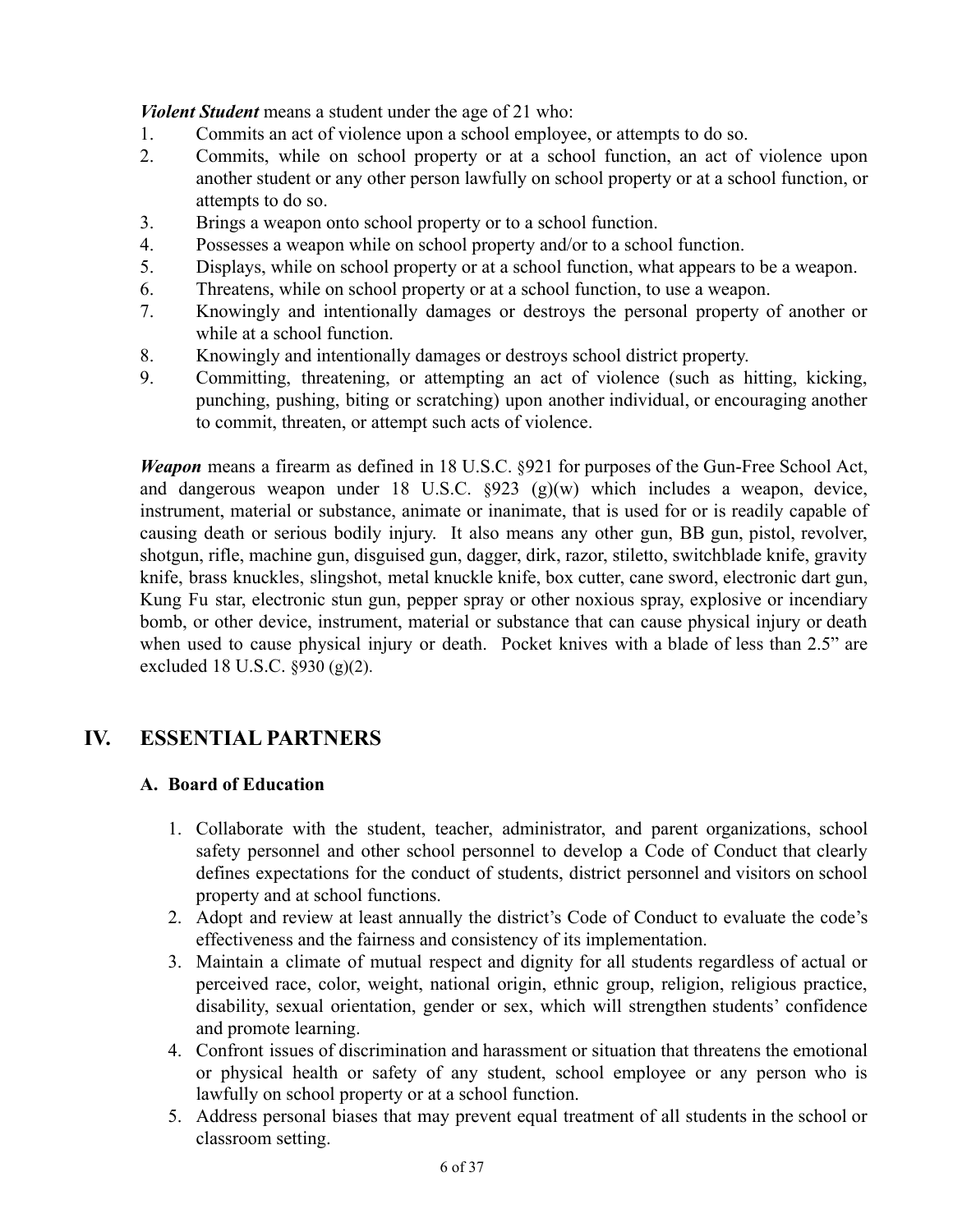***Violent Student*** means a student under the age of 21 who:

1. Commits an act of violence upon a school employee, or attempts to do so.
2. Commits, while on school property or at a school function, an act of violence upon another student or any other person lawfully on school property or at a school function, or attempts to do so.
3. Brings a weapon onto school property or to a school function.
4. Possesses a weapon while on school property and/or to a school function.
5. Displays, while on school property or at a school function, what appears to be a weapon.
6. Threatens, while on school property or at a school function, to use a weapon.
7. Knowingly and intentionally damages or destroys the personal property of another or while at a school function.
8. Knowingly and intentionally damages or destroys school district property.
9. Committing, threatening, or attempting an act of violence (such as hitting, kicking, punching, pushing, biting or scratching) upon another individual, or encouraging another to commit, threaten, or attempt such acts of violence.

***Weapon*** means a firearm as defined in 18 U.S.C. §921 for purposes of the Gun-Free School Act, and dangerous weapon under 18 U.S.C. §923 (g)(w) which includes a weapon, device, instrument, material or substance, animate or inanimate, that is used for or is readily capable of causing death or serious bodily injury. It also means any other gun, BB gun, pistol, revolver, shotgun, rifle, machine gun, disguised gun, dagger, dirk, razor, stiletto, switchblade knife, gravity knife, brass knuckles, slingshot, metal knuckle knife, box cutter, cane sword, electronic dart gun, Kung Fu star, electronic stun gun, pepper spray or other noxious spray, explosive or incendiary bomb, or other device, instrument, material or substance that can cause physical injury or death when used to cause physical injury or death. Pocket knives with a blade of less than 2.5" are excluded 18 U.S.C. §930 (g)(2).

## IV. ESSENTIAL PARTNERS

### A. Board of Education

1. Collaborate with the student, teacher, administrator, and parent organizations, school safety personnel and other school personnel to develop a Code of Conduct that clearly defines expectations for the conduct of students, district personnel and visitors on school property and at school functions.
2. Adopt and review at least annually the district's Code of Conduct to evaluate the code's effectiveness and the fairness and consistency of its implementation.
3. Maintain a climate of mutual respect and dignity for all students regardless of actual or perceived race, color, weight, national origin, ethnic group, religion, religious practice, disability, sexual orientation, gender or sex, which will strengthen students' confidence and promote learning.
4. Confront issues of discrimination and harassment or situation that threatens the emotional or physical health or safety of any student, school employee or any person who is lawfully on school property or at a school function.
5. Address personal biases that may prevent equal treatment of all students in the school or classroom setting.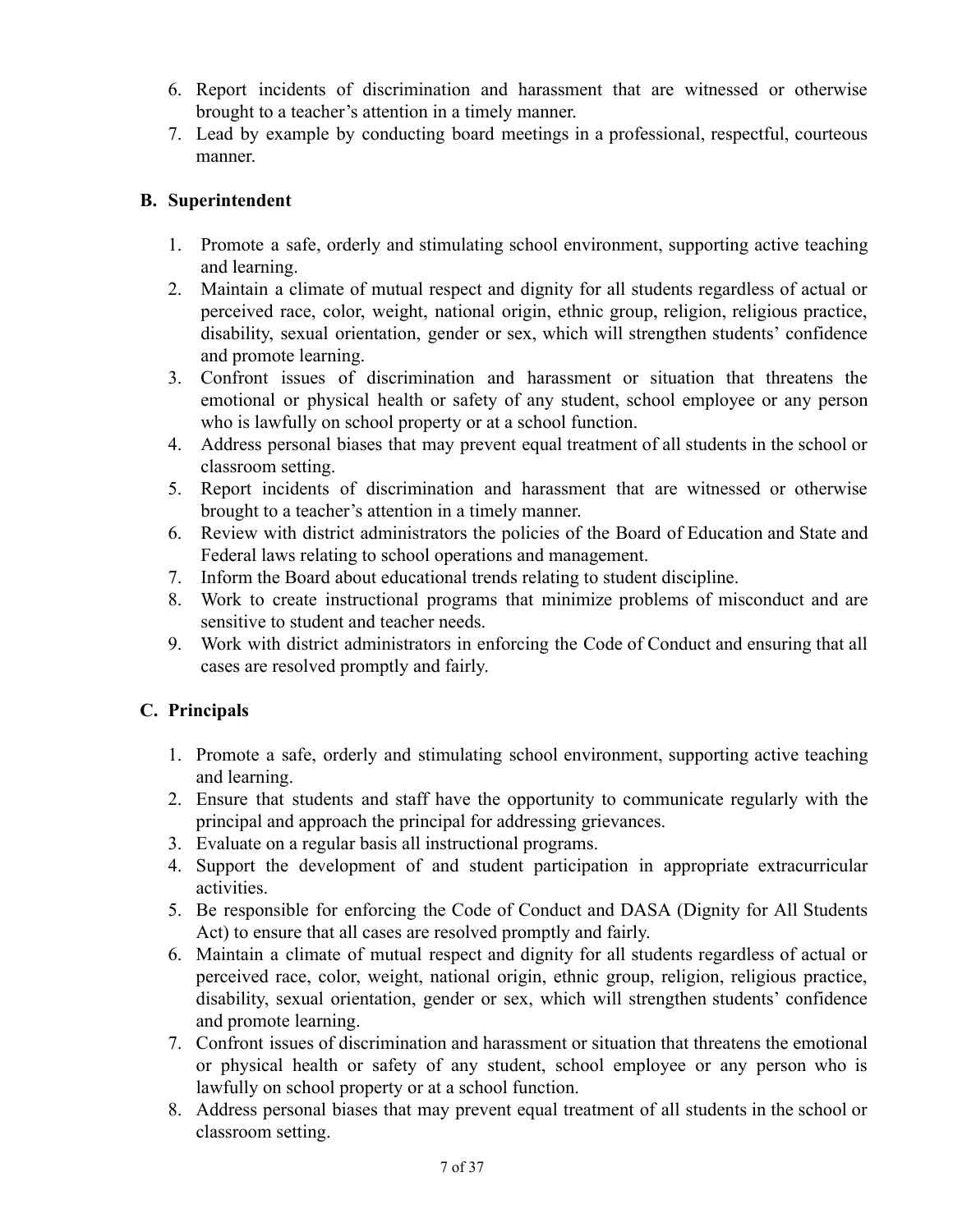6. Report incidents of discrimination and harassment that are witnessed or otherwise brought to a teacher's attention in a timely manner.
7. Lead by example by conducting board meetings in a professional, respectful, courteous manner.

### B. Superintendent

1. Promote a safe, orderly and stimulating school environment, supporting active teaching and learning.
2. Maintain a climate of mutual respect and dignity for all students regardless of actual or perceived race, color, weight, national origin, ethnic group, religion, religious practice, disability, sexual orientation, gender or sex, which will strengthen students' confidence and promote learning.
3. Confront issues of discrimination and harassment or situation that threatens the emotional or physical health or safety of any student, school employee or any person who is lawfully on school property or at a school function.
4. Address personal biases that may prevent equal treatment of all students in the school or classroom setting.
5. Report incidents of discrimination and harassment that are witnessed or otherwise brought to a teacher's attention in a timely manner.
6. Review with district administrators the policies of the Board of Education and State and Federal laws relating to school operations and management.
7. Inform the Board about educational trends relating to student discipline.
8. Work to create instructional programs that minimize problems of misconduct and are sensitive to student and teacher needs.
9. Work with district administrators in enforcing the Code of Conduct and ensuring that all cases are resolved promptly and fairly.

### C. Principals

1. Promote a safe, orderly and stimulating school environment, supporting active teaching and learning.
2. Ensure that students and staff have the opportunity to communicate regularly with the principal and approach the principal for addressing grievances.
3. Evaluate on a regular basis all instructional programs.
4. Support the development of and student participation in appropriate extracurricular activities.
5. Be responsible for enforcing the Code of Conduct and DASA (Dignity for All Students Act) to ensure that all cases are resolved promptly and fairly.
6. Maintain a climate of mutual respect and dignity for all students regardless of actual or perceived race, color, weight, national origin, ethnic group, religion, religious practice, disability, sexual orientation, gender or sex, which will strengthen students' confidence and promote learning.
7. Confront issues of discrimination and harassment or situation that threatens the emotional or physical health or safety of any student, school employee or any person who is lawfully on school property or at a school function.
8. Address personal biases that may prevent equal treatment of all students in the school or classroom setting.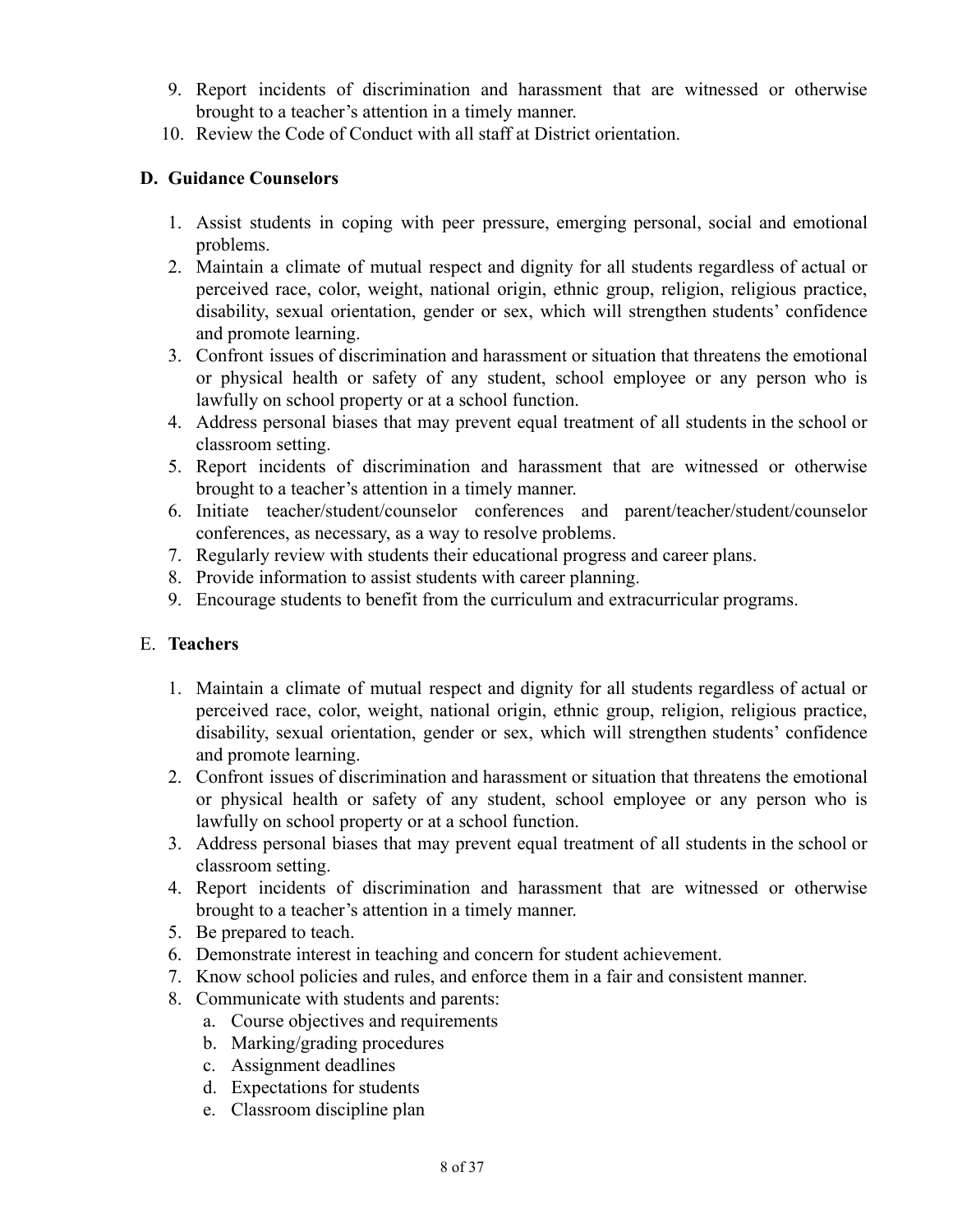9. Report incidents of discrimination and harassment that are witnessed or otherwise brought to a teacher's attention in a timely manner.
10. Review the Code of Conduct with all staff at District orientation.

### D. Guidance Counselors

1. Assist students in coping with peer pressure, emerging personal, social and emotional problems.
2. Maintain a climate of mutual respect and dignity for all students regardless of actual or perceived race, color, weight, national origin, ethnic group, religion, religious practice, disability, sexual orientation, gender or sex, which will strengthen students' confidence and promote learning.
3. Confront issues of discrimination and harassment or situation that threatens the emotional or physical health or safety of any student, school employee or any person who is lawfully on school property or at a school function.
4. Address personal biases that may prevent equal treatment of all students in the school or classroom setting.
5. Report incidents of discrimination and harassment that are witnessed or otherwise brought to a teacher's attention in a timely manner.
6. Initiate teacher/student/counselor conferences and parent/teacher/student/counselor conferences, as necessary, as a way to resolve problems.
7. Regularly review with students their educational progress and career plans.
8. Provide information to assist students with career planning.
9. Encourage students to benefit from the curriculum and extracurricular programs.

### E. **Teachers**

1. Maintain a climate of mutual respect and dignity for all students regardless of actual or perceived race, color, weight, national origin, ethnic group, religion, religious practice, disability, sexual orientation, gender or sex, which will strengthen students' confidence and promote learning.
2. Confront issues of discrimination and harassment or situation that threatens the emotional or physical health or safety of any student, school employee or any person who is lawfully on school property or at a school function.
3. Address personal biases that may prevent equal treatment of all students in the school or classroom setting.
4. Report incidents of discrimination and harassment that are witnessed or otherwise brought to a teacher's attention in a timely manner.
5. Be prepared to teach.
6. Demonstrate interest in teaching and concern for student achievement.
7. Know school policies and rules, and enforce them in a fair and consistent manner.
8. Communicate with students and parents:
   a. Course objectives and requirements
   b. Marking/grading procedures
   c. Assignment deadlines
   d. Expectations for students
   e. Classroom discipline plan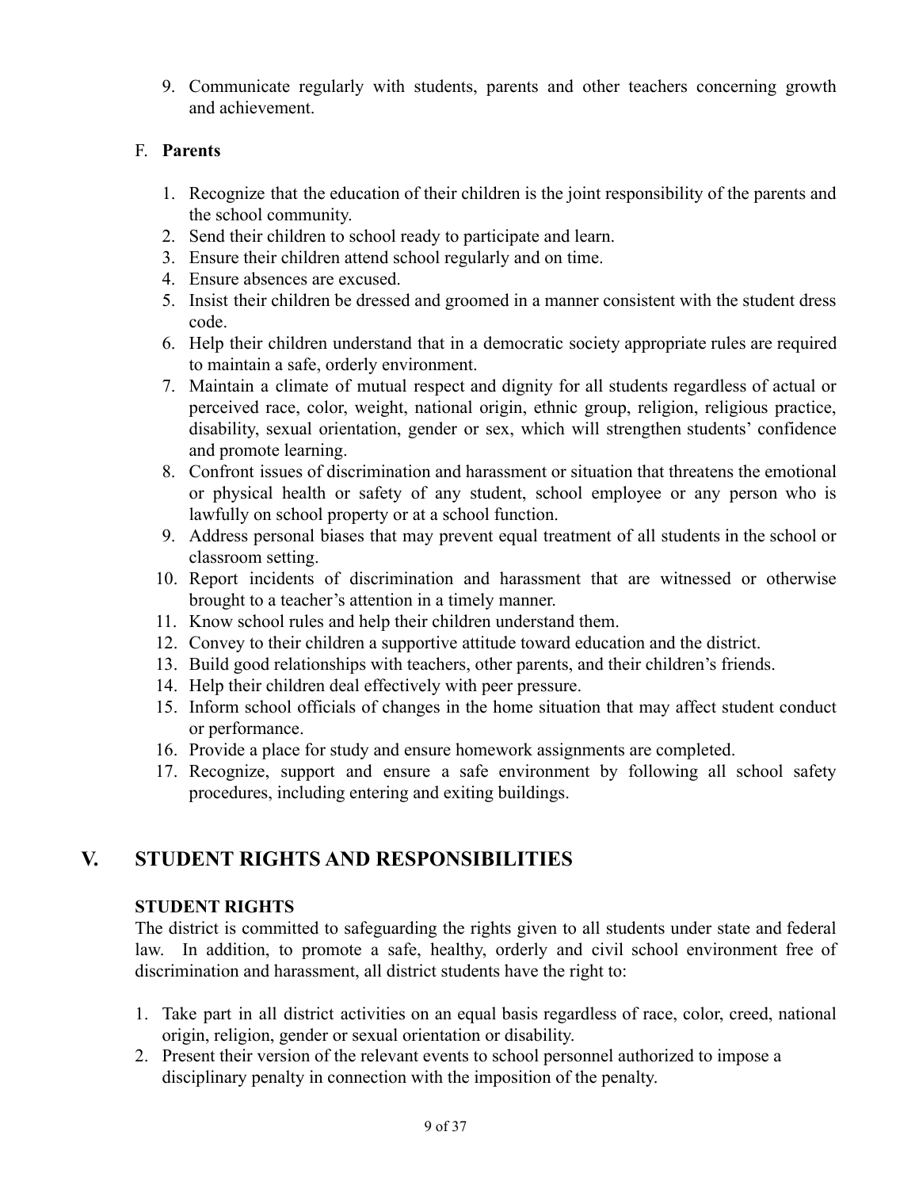9. Communicate regularly with students, parents and other teachers concerning growth and achievement.

F. **Parents**

1. Recognize that the education of their children is the joint responsibility of the parents and the school community.
2. Send their children to school ready to participate and learn.
3. Ensure their children attend school regularly and on time.
4. Ensure absences are excused.
5. Insist their children be dressed and groomed in a manner consistent with the student dress code.
6. Help their children understand that in a democratic society appropriate rules are required to maintain a safe, orderly environment.
7. Maintain a climate of mutual respect and dignity for all students regardless of actual or perceived race, color, weight, national origin, ethnic group, religion, religious practice, disability, sexual orientation, gender or sex, which will strengthen students' confidence and promote learning.
8. Confront issues of discrimination and harassment or situation that threatens the emotional or physical health or safety of any student, school employee or any person who is lawfully on school property or at a school function.
9. Address personal biases that may prevent equal treatment of all students in the school or classroom setting.
10. Report incidents of discrimination and harassment that are witnessed or otherwise brought to a teacher's attention in a timely manner.
11. Know school rules and help their children understand them.
12. Convey to their children a supportive attitude toward education and the district.
13. Build good relationships with teachers, other parents, and their children's friends.
14. Help their children deal effectively with peer pressure.
15. Inform school officials of changes in the home situation that may affect student conduct or performance.
16. Provide a place for study and ensure homework assignments are completed.
17. Recognize, support and ensure a safe environment by following all school safety procedures, including entering and exiting buildings.

## V. STUDENT RIGHTS AND RESPONSIBILITIES

### STUDENT RIGHTS

The district is committed to safeguarding the rights given to all students under state and federal law. In addition, to promote a safe, healthy, orderly and civil school environment free of discrimination and harassment, all district students have the right to:

1. Take part in all district activities on an equal basis regardless of race, color, creed, national origin, religion, gender or sexual orientation or disability.
2. Present their version of the relevant events to school personnel authorized to impose a disciplinary penalty in connection with the imposition of the penalty.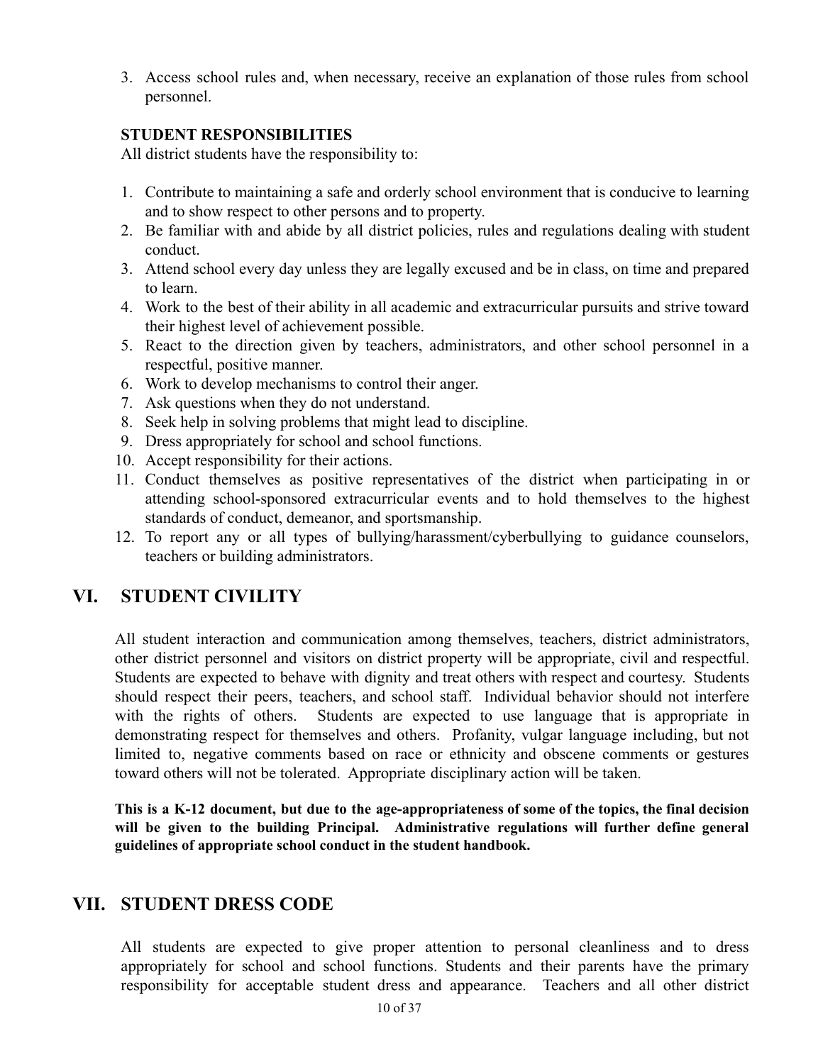3. Access school rules and, when necessary, receive an explanation of those rules from school personnel.

**STUDENT RESPONSIBILITIES**

All district students have the responsibility to:

1. Contribute to maintaining a safe and orderly school environment that is conducive to learning and to show respect to other persons and to property.
2. Be familiar with and abide by all district policies, rules and regulations dealing with student conduct.
3. Attend school every day unless they are legally excused and be in class, on time and prepared to learn.
4. Work to the best of their ability in all academic and extracurricular pursuits and strive toward their highest level of achievement possible.
5. React to the direction given by teachers, administrators, and other school personnel in a respectful, positive manner.
6. Work to develop mechanisms to control their anger.
7. Ask questions when they do not understand.
8. Seek help in solving problems that might lead to discipline.
9. Dress appropriately for school and school functions.
10. Accept responsibility for their actions.
11. Conduct themselves as positive representatives of the district when participating in or attending school-sponsored extracurricular events and to hold themselves to the highest standards of conduct, demeanor, and sportsmanship.
12. To report any or all types of bullying/harassment/cyberbullying to guidance counselors, teachers or building administrators.

## VI. STUDENT CIVILITY

All student interaction and communication among themselves, teachers, district administrators, other district personnel and visitors on district property will be appropriate, civil and respectful. Students are expected to behave with dignity and treat others with respect and courtesy. Students should respect their peers, teachers, and school staff. Individual behavior should not interfere with the rights of others. Students are expected to use language that is appropriate in demonstrating respect for themselves and others. Profanity, vulgar language including, but not limited to, negative comments based on race or ethnicity and obscene comments or gestures toward others will not be tolerated. Appropriate disciplinary action will be taken.

**This is a K-12 document, but due to the age-appropriateness of some of the topics, the final decision will be given to the building Principal. Administrative regulations will further define general guidelines of appropriate school conduct in the student handbook.**

## VII. STUDENT DRESS CODE

All students are expected to give proper attention to personal cleanliness and to dress appropriately for school and school functions. Students and their parents have the primary responsibility for acceptable student dress and appearance. Teachers and all other district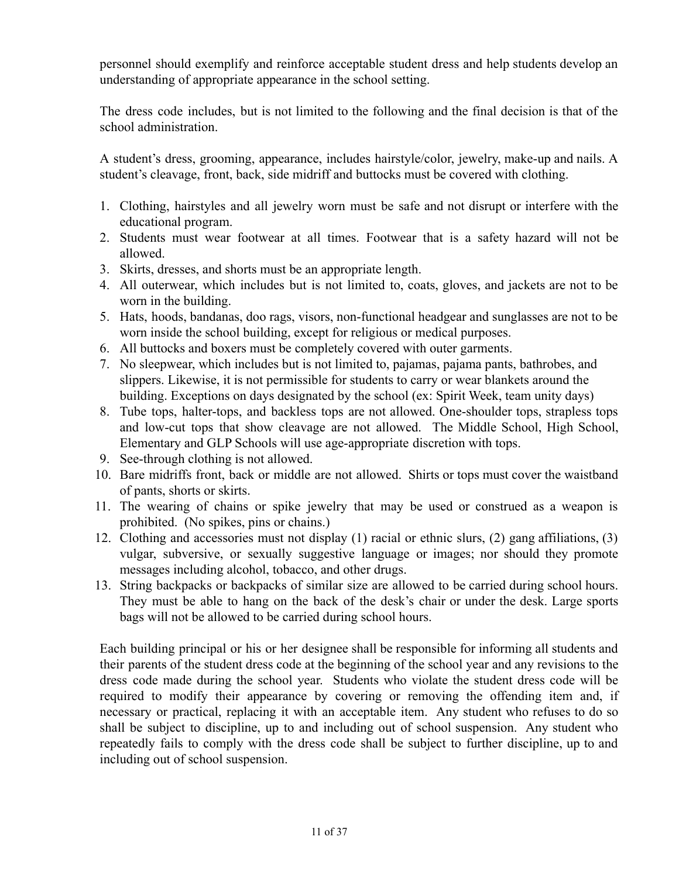personnel should exemplify and reinforce acceptable student dress and help students develop an understanding of appropriate appearance in the school setting.

The dress code includes, but is not limited to the following and the final decision is that of the school administration.

A student's dress, grooming, appearance, includes hairstyle/color, jewelry, make-up and nails. A student's cleavage, front, back, side midriff and buttocks must be covered with clothing.

1. Clothing, hairstyles and all jewelry worn must be safe and not disrupt or interfere with the educational program.
2. Students must wear footwear at all times. Footwear that is a safety hazard will not be allowed.
3. Skirts, dresses, and shorts must be an appropriate length.
4. All outerwear, which includes but is not limited to, coats, gloves, and jackets are not to be worn in the building.
5. Hats, hoods, bandanas, doo rags, visors, non-functional headgear and sunglasses are not to be worn inside the school building, except for religious or medical purposes.
6. All buttocks and boxers must be completely covered with outer garments.
7. No sleepwear, which includes but is not limited to, pajamas, pajama pants, bathrobes, and slippers. Likewise, it is not permissible for students to carry or wear blankets around the building. Exceptions on days designated by the school (ex: Spirit Week, team unity days)
8. Tube tops, halter-tops, and backless tops are not allowed. One-shoulder tops, strapless tops and low-cut tops that show cleavage are not allowed. The Middle School, High School, Elementary and GLP Schools will use age-appropriate discretion with tops.
9. See-through clothing is not allowed.
10. Bare midriffs front, back or middle are not allowed. Shirts or tops must cover the waistband of pants, shorts or skirts.
11. The wearing of chains or spike jewelry that may be used or construed as a weapon is prohibited. (No spikes, pins or chains.)
12. Clothing and accessories must not display (1) racial or ethnic slurs, (2) gang affiliations, (3) vulgar, subversive, or sexually suggestive language or images; nor should they promote messages including alcohol, tobacco, and other drugs.
13. String backpacks or backpacks of similar size are allowed to be carried during school hours. They must be able to hang on the back of the desk's chair or under the desk. Large sports bags will not be allowed to be carried during school hours.

Each building principal or his or her designee shall be responsible for informing all students and their parents of the student dress code at the beginning of the school year and any revisions to the dress code made during the school year. Students who violate the student dress code will be required to modify their appearance by covering or removing the offending item and, if necessary or practical, replacing it with an acceptable item. Any student who refuses to do so shall be subject to discipline, up to and including out of school suspension. Any student who repeatedly fails to comply with the dress code shall be subject to further discipline, up to and including out of school suspension.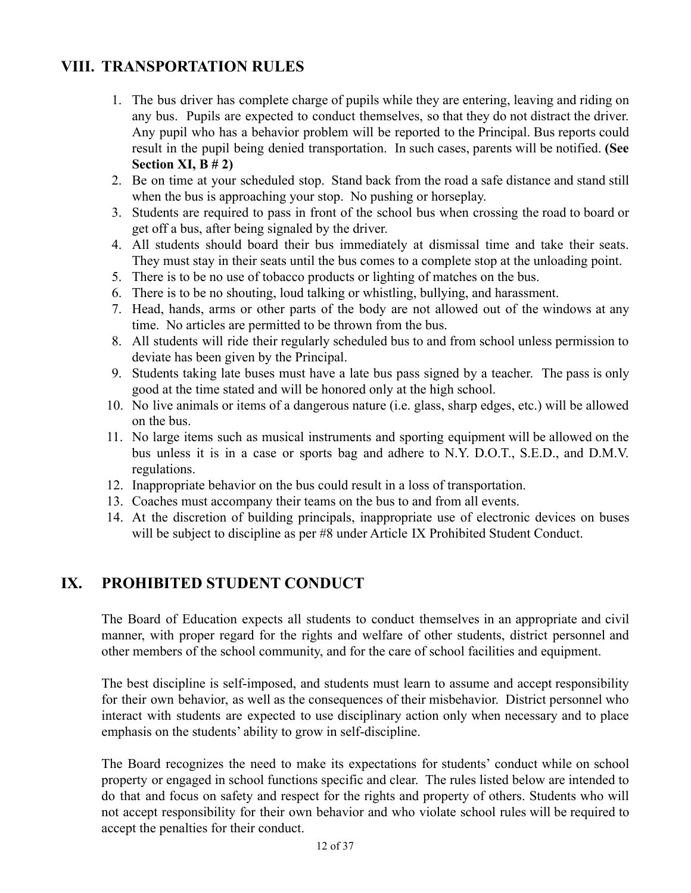## VIII. TRANSPORTATION RULES

1. The bus driver has complete charge of pupils while they are entering, leaving and riding on any bus. Pupils are expected to conduct themselves, so that they do not distract the driver. Any pupil who has a behavior problem will be reported to the Principal. Bus reports could result in the pupil being denied transportation. In such cases, parents will be notified. **(See Section XI, B # 2)**
2. Be on time at your scheduled stop. Stand back from the road a safe distance and stand still when the bus is approaching your stop. No pushing or horseplay.
3. Students are required to pass in front of the school bus when crossing the road to board or get off a bus, after being signaled by the driver.
4. All students should board their bus immediately at dismissal time and take their seats. They must stay in their seats until the bus comes to a complete stop at the unloading point.
5. There is to be no use of tobacco products or lighting of matches on the bus.
6. There is to be no shouting, loud talking or whistling, bullying, and harassment.
7. Head, hands, arms or other parts of the body are not allowed out of the windows at any time. No articles are permitted to be thrown from the bus.
8. All students will ride their regularly scheduled bus to and from school unless permission to deviate has been given by the Principal.
9. Students taking late buses must have a late bus pass signed by a teacher. The pass is only good at the time stated and will be honored only at the high school.
10. No live animals or items of a dangerous nature (i.e. glass, sharp edges, etc.) will be allowed on the bus.
11. No large items such as musical instruments and sporting equipment will be allowed on the bus unless it is in a case or sports bag and adhere to N.Y. D.O.T., S.E.D., and D.M.V. regulations.
12. Inappropriate behavior on the bus could result in a loss of transportation.
13. Coaches must accompany their teams on the bus to and from all events.
14. At the discretion of building principals, inappropriate use of electronic devices on buses will be subject to discipline as per #8 under Article IX Prohibited Student Conduct.

## IX. PROHIBITED STUDENT CONDUCT

The Board of Education expects all students to conduct themselves in an appropriate and civil manner, with proper regard for the rights and welfare of other students, district personnel and other members of the school community, and for the care of school facilities and equipment.

The best discipline is self-imposed, and students must learn to assume and accept responsibility for their own behavior, as well as the consequences of their misbehavior. District personnel who interact with students are expected to use disciplinary action only when necessary and to place emphasis on the students' ability to grow in self-discipline.

The Board recognizes the need to make its expectations for students' conduct while on school property or engaged in school functions specific and clear. The rules listed below are intended to do that and focus on safety and respect for the rights and property of others. Students who will not accept responsibility for their own behavior and who violate school rules will be required to accept the penalties for their conduct.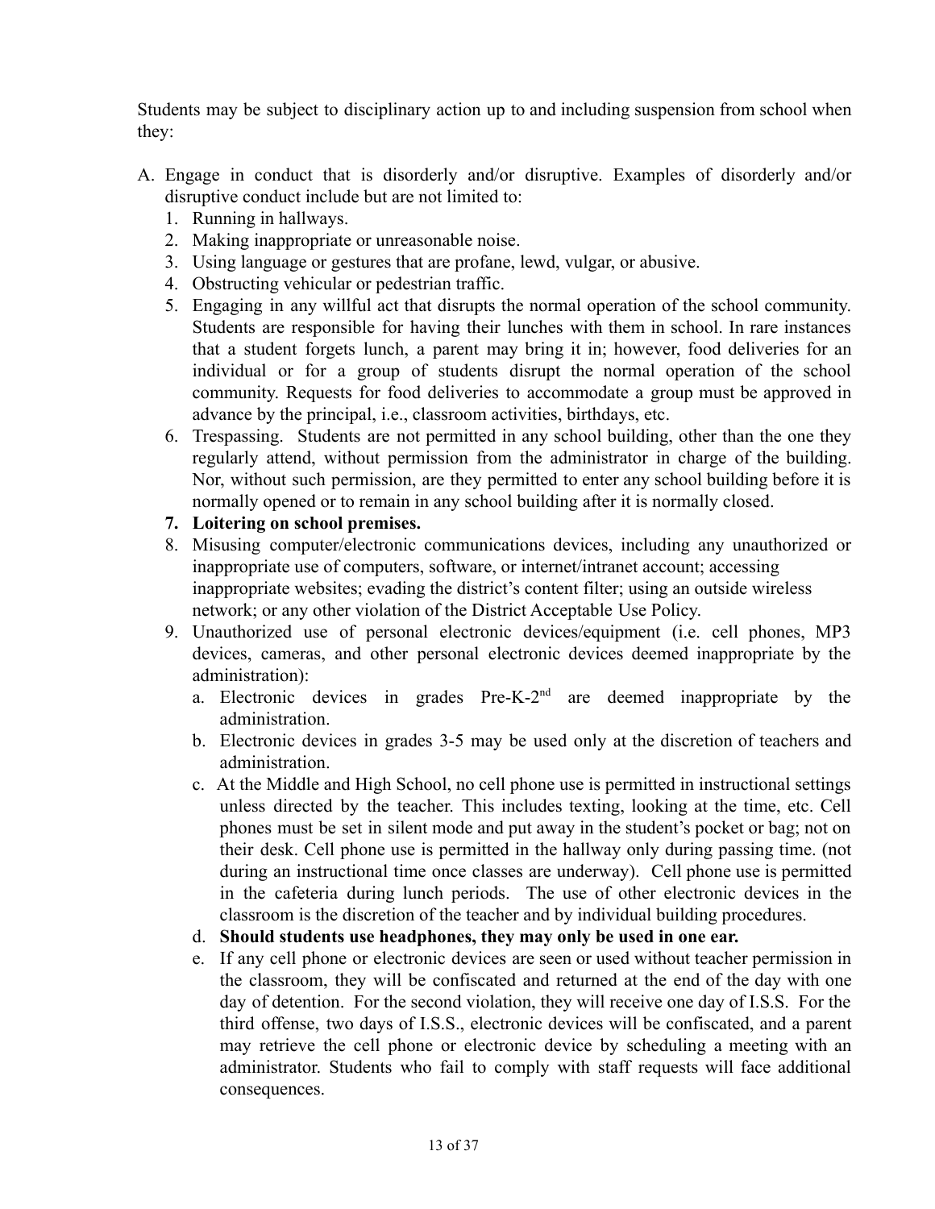Students may be subject to disciplinary action up to and including suspension from school when they:

A. Engage in conduct that is disorderly and/or disruptive. Examples of disorderly and/or disruptive conduct include but are not limited to:
   1. Running in hallways.
   2. Making inappropriate or unreasonable noise.
   3. Using language or gestures that are profane, lewd, vulgar, or abusive.
   4. Obstructing vehicular or pedestrian traffic.
   5. Engaging in any willful act that disrupts the normal operation of the school community. Students are responsible for having their lunches with them in school. In rare instances that a student forgets lunch, a parent may bring it in; however, food deliveries for an individual or for a group of students disrupt the normal operation of the school community. Requests for food deliveries to accommodate a group must be approved in advance by the principal, i.e., classroom activities, birthdays, etc.
   6. Trespassing. Students are not permitted in any school building, other than the one they regularly attend, without permission from the administrator in charge of the building. Nor, without such permission, are they permitted to enter any school building before it is normally opened or to remain in any school building after it is normally closed.
   7. **Loitering on school premises.**
   8. Misusing computer/electronic communications devices, including any unauthorized or inappropriate use of computers, software, or internet/intranet account; accessing inappropriate websites; evading the district's content filter; using an outside wireless network; or any other violation of the District Acceptable Use Policy.
   9. Unauthorized use of personal electronic devices/equipment (i.e. cell phones, MP3 devices, cameras, and other personal electronic devices deemed inappropriate by the administration):
      a. Electronic devices in grades Pre-K-2nd are deemed inappropriate by the administration.
      b. Electronic devices in grades 3-5 may be used only at the discretion of teachers and administration.
      c. At the Middle and High School, no cell phone use is permitted in instructional settings unless directed by the teacher. This includes texting, looking at the time, etc. Cell phones must be set in silent mode and put away in the student's pocket or bag; not on their desk. Cell phone use is permitted in the hallway only during passing time. (not during an instructional time once classes are underway). Cell phone use is permitted in the cafeteria during lunch periods. The use of other electronic devices in the classroom is the discretion of the teacher and by individual building procedures.
      d. **Should students use headphones, they may only be used in one ear.**
      e. If any cell phone or electronic devices are seen or used without teacher permission in the classroom, they will be confiscated and returned at the end of the day with one day of detention. For the second violation, they will receive one day of I.S.S. For the third offense, two days of I.S.S., electronic devices will be confiscated, and a parent may retrieve the cell phone or electronic device by scheduling a meeting with an administrator. Students who fail to comply with staff requests will face additional consequences.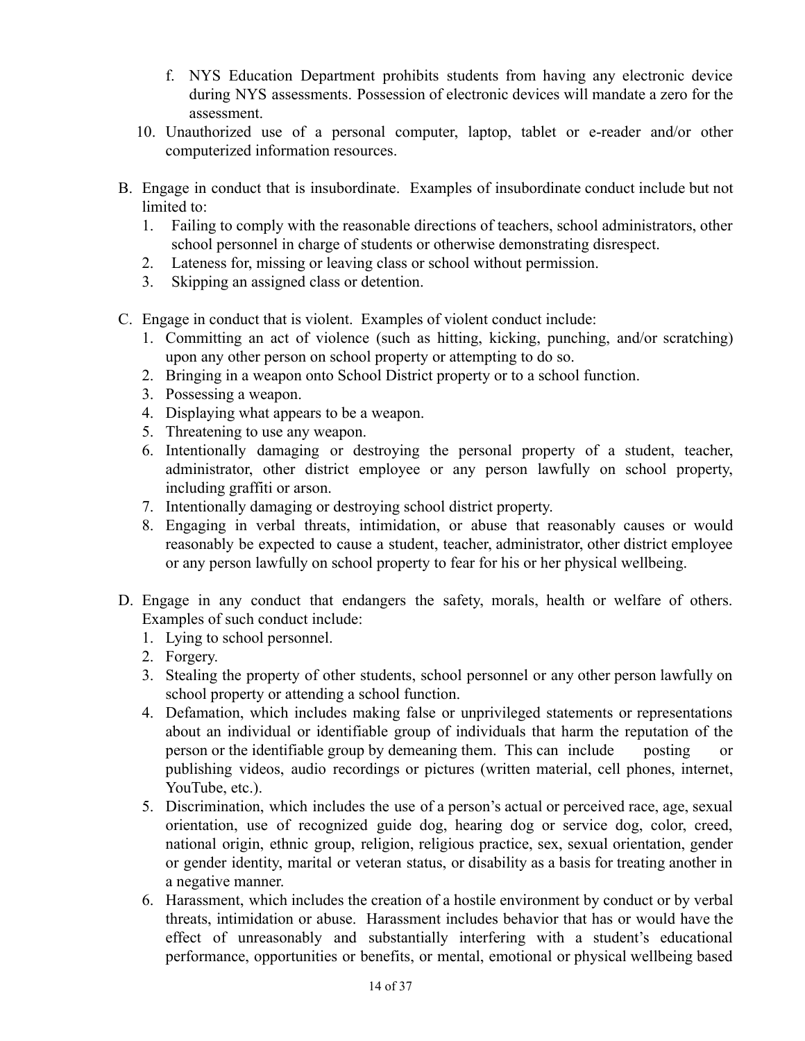f. NYS Education Department prohibits students from having any electronic device during NYS assessments. Possession of electronic devices will mandate a zero for the assessment.

10. Unauthorized use of a personal computer, laptop, tablet or e-reader and/or other computerized information resources.

B. Engage in conduct that is insubordinate. Examples of insubordinate conduct include but not limited to:
   1. Failing to comply with the reasonable directions of teachers, school administrators, other school personnel in charge of students or otherwise demonstrating disrespect.
   2. Lateness for, missing or leaving class or school without permission.
   3. Skipping an assigned class or detention.

C. Engage in conduct that is violent. Examples of violent conduct include:
   1. Committing an act of violence (such as hitting, kicking, punching, and/or scratching) upon any other person on school property or attempting to do so.
   2. Bringing in a weapon onto School District property or to a school function.
   3. Possessing a weapon.
   4. Displaying what appears to be a weapon.
   5. Threatening to use any weapon.
   6. Intentionally damaging or destroying the personal property of a student, teacher, administrator, other district employee or any person lawfully on school property, including graffiti or arson.
   7. Intentionally damaging or destroying school district property.
   8. Engaging in verbal threats, intimidation, or abuse that reasonably causes or would reasonably be expected to cause a student, teacher, administrator, other district employee or any person lawfully on school property to fear for his or her physical wellbeing.

D. Engage in any conduct that endangers the safety, morals, health or welfare of others. Examples of such conduct include:
   1. Lying to school personnel.
   2. Forgery.
   3. Stealing the property of other students, school personnel or any other person lawfully on school property or attending a school function.
   4. Defamation, which includes making false or unprivileged statements or representations about an individual or identifiable group of individuals that harm the reputation of the person or the identifiable group by demeaning them. This can include posting or publishing videos, audio recordings or pictures (written material, cell phones, internet, YouTube, etc.).
   5. Discrimination, which includes the use of a person's actual or perceived race, age, sexual orientation, use of recognized guide dog, hearing dog or service dog, color, creed, national origin, ethnic group, religion, religious practice, sex, sexual orientation, gender or gender identity, marital or veteran status, or disability as a basis for treating another in a negative manner.
   6. Harassment, which includes the creation of a hostile environment by conduct or by verbal threats, intimidation or abuse. Harassment includes behavior that has or would have the effect of unreasonably and substantially interfering with a student's educational performance, opportunities or benefits, or mental, emotional or physical wellbeing based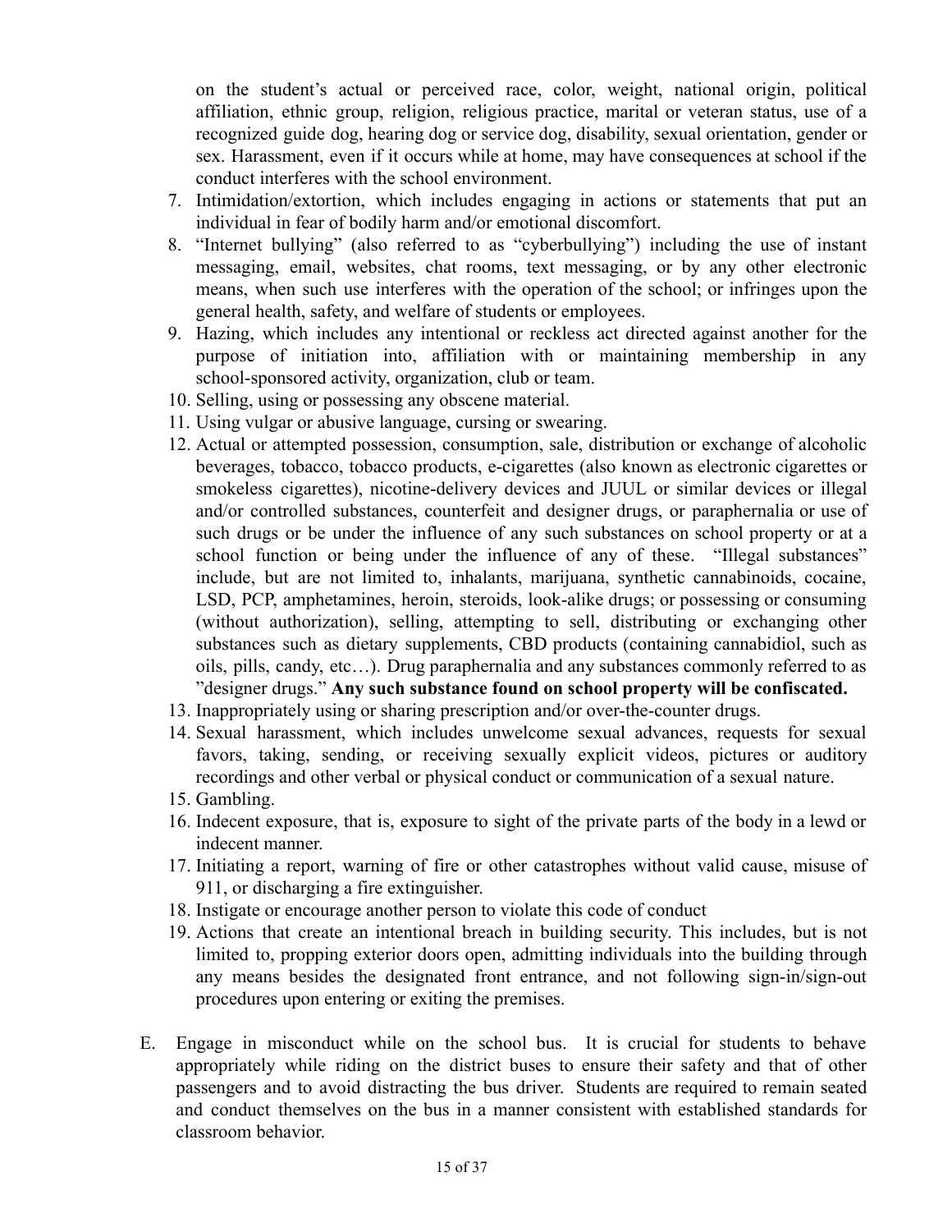on the student's actual or perceived race, color, weight, national origin, political affiliation, ethnic group, religion, religious practice, marital or veteran status, use of a recognized guide dog, hearing dog or service dog, disability, sexual orientation, gender or sex. Harassment, even if it occurs while at home, may have consequences at school if the conduct interferes with the school environment.

7. Intimidation/extortion, which includes engaging in actions or statements that put an individual in fear of bodily harm and/or emotional discomfort.
8. "Internet bullying" (also referred to as "cyberbullying") including the use of instant messaging, email, websites, chat rooms, text messaging, or by any other electronic means, when such use interferes with the operation of the school; or infringes upon the general health, safety, and welfare of students or employees.
9. Hazing, which includes any intentional or reckless act directed against another for the purpose of initiation into, affiliation with or maintaining membership in any school-sponsored activity, organization, club or team.
10. Selling, using or possessing any obscene material.
11. Using vulgar or abusive language, cursing or swearing.
12. Actual or attempted possession, consumption, sale, distribution or exchange of alcoholic beverages, tobacco, tobacco products, e-cigarettes (also known as electronic cigarettes or smokeless cigarettes), nicotine-delivery devices and JUUL or similar devices or illegal and/or controlled substances, counterfeit and designer drugs, or paraphernalia or use of such drugs or be under the influence of any such substances on school property or at a school function or being under the influence of any of these. "Illegal substances" include, but are not limited to, inhalants, marijuana, synthetic cannabinoids, cocaine, LSD, PCP, amphetamines, heroin, steroids, look-alike drugs; or possessing or consuming (without authorization), selling, attempting to sell, distributing or exchanging other substances such as dietary supplements, CBD products (containing cannabidiol, such as oils, pills, candy, etc…). Drug paraphernalia and any substances commonly referred to as "designer drugs." **Any such substance found on school property will be confiscated.**
13. Inappropriately using or sharing prescription and/or over-the-counter drugs.
14. Sexual harassment, which includes unwelcome sexual advances, requests for sexual favors, taking, sending, or receiving sexually explicit videos, pictures or auditory recordings and other verbal or physical conduct or communication of a sexual nature.
15. Gambling.
16. Indecent exposure, that is, exposure to sight of the private parts of the body in a lewd or indecent manner.
17. Initiating a report, warning of fire or other catastrophes without valid cause, misuse of 911, or discharging a fire extinguisher.
18. Instigate or encourage another person to violate this code of conduct
19. Actions that create an intentional breach in building security. This includes, but is not limited to, propping exterior doors open, admitting individuals into the building through any means besides the designated front entrance, and not following sign-in/sign-out procedures upon entering or exiting the premises.

E. Engage in misconduct while on the school bus. It is crucial for students to behave appropriately while riding on the district buses to ensure their safety and that of other passengers and to avoid distracting the bus driver. Students are required to remain seated and conduct themselves on the bus in a manner consistent with established standards for classroom behavior.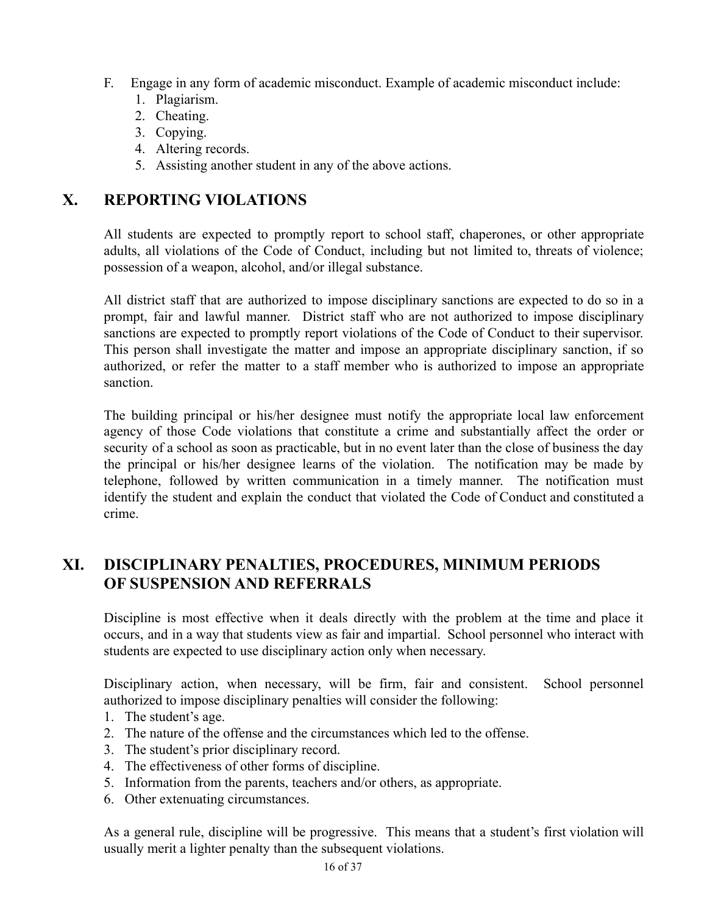F. Engage in any form of academic misconduct. Example of academic misconduct include:
   1. Plagiarism.
   2. Cheating.
   3. Copying.
   4. Altering records.
   5. Assisting another student in any of the above actions.

## X. REPORTING VIOLATIONS

All students are expected to promptly report to school staff, chaperones, or other appropriate adults, all violations of the Code of Conduct, including but not limited to, threats of violence; possession of a weapon, alcohol, and/or illegal substance.

All district staff that are authorized to impose disciplinary sanctions are expected to do so in a prompt, fair and lawful manner. District staff who are not authorized to impose disciplinary sanctions are expected to promptly report violations of the Code of Conduct to their supervisor. This person shall investigate the matter and impose an appropriate disciplinary sanction, if so authorized, or refer the matter to a staff member who is authorized to impose an appropriate sanction.

The building principal or his/her designee must notify the appropriate local law enforcement agency of those Code violations that constitute a crime and substantially affect the order or security of a school as soon as practicable, but in no event later than the close of business the day the principal or his/her designee learns of the violation. The notification may be made by telephone, followed by written communication in a timely manner. The notification must identify the student and explain the conduct that violated the Code of Conduct and constituted a crime.

## XI. DISCIPLINARY PENALTIES, PROCEDURES, MINIMUM PERIODS OF SUSPENSION AND REFERRALS

Discipline is most effective when it deals directly with the problem at the time and place it occurs, and in a way that students view as fair and impartial. School personnel who interact with students are expected to use disciplinary action only when necessary.

Disciplinary action, when necessary, will be firm, fair and consistent. School personnel authorized to impose disciplinary penalties will consider the following:

1. The student's age.
2. The nature of the offense and the circumstances which led to the offense.
3. The student's prior disciplinary record.
4. The effectiveness of other forms of discipline.
5. Information from the parents, teachers and/or others, as appropriate.
6. Other extenuating circumstances.

As a general rule, discipline will be progressive. This means that a student's first violation will usually merit a lighter penalty than the subsequent violations.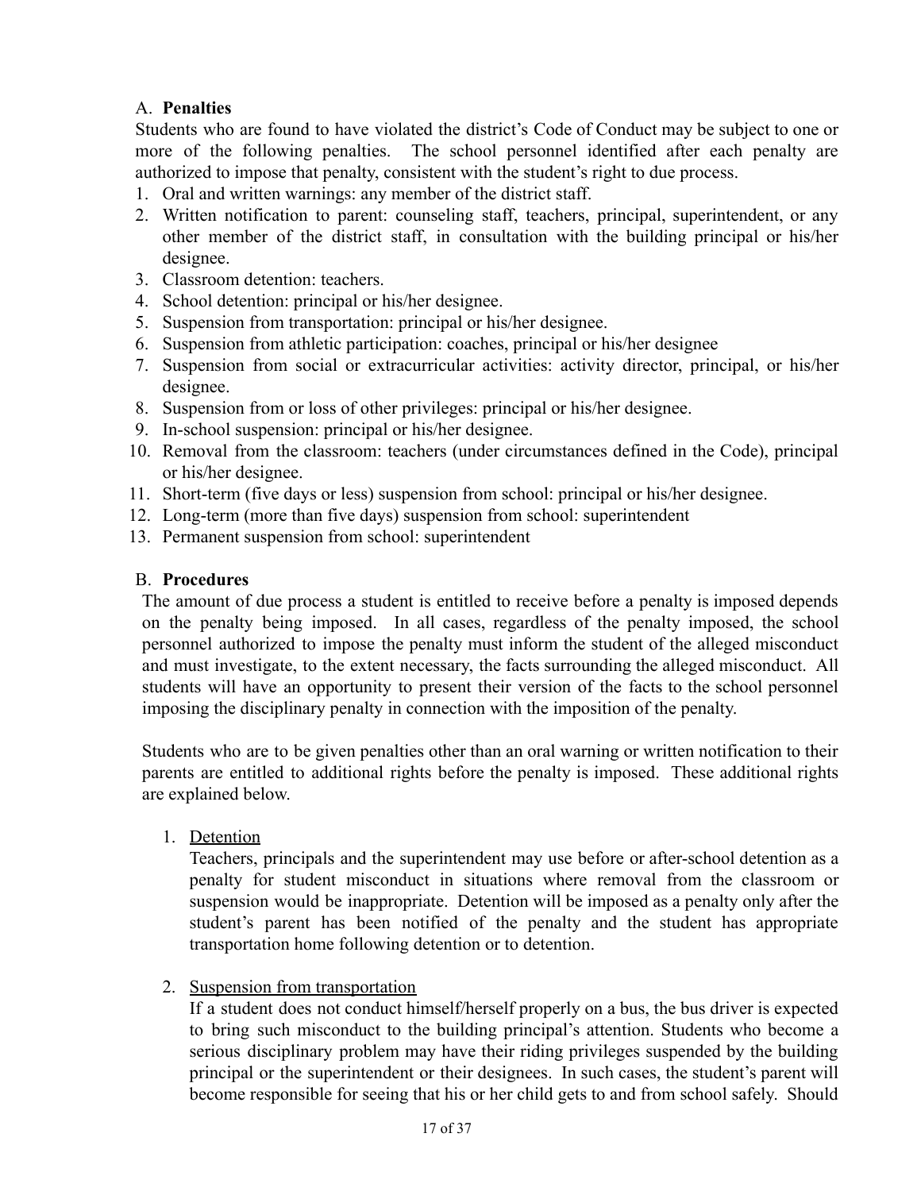## A. **Penalties**

Students who are found to have violated the district's Code of Conduct may be subject to one or more of the following penalties. The school personnel identified after each penalty are authorized to impose that penalty, consistent with the student's right to due process.

1. Oral and written warnings: any member of the district staff.
2. Written notification to parent: counseling staff, teachers, principal, superintendent, or any other member of the district staff, in consultation with the building principal or his/her designee.
3. Classroom detention: teachers.
4. School detention: principal or his/her designee.
5. Suspension from transportation: principal or his/her designee.
6. Suspension from athletic participation: coaches, principal or his/her designee
7. Suspension from social or extracurricular activities: activity director, principal, or his/her designee.
8. Suspension from or loss of other privileges: principal or his/her designee.
9. In-school suspension: principal or his/her designee.
10. Removal from the classroom: teachers (under circumstances defined in the Code), principal or his/her designee.
11. Short-term (five days or less) suspension from school: principal or his/her designee.
12. Long-term (more than five days) suspension from school: superintendent
13. Permanent suspension from school: superintendent

## B. **Procedures**

The amount of due process a student is entitled to receive before a penalty is imposed depends on the penalty being imposed. In all cases, regardless of the penalty imposed, the school personnel authorized to impose the penalty must inform the student of the alleged misconduct and must investigate, to the extent necessary, the facts surrounding the alleged misconduct. All students will have an opportunity to present their version of the facts to the school personnel imposing the disciplinary penalty in connection with the imposition of the penalty.

Students who are to be given penalties other than an oral warning or written notification to their parents are entitled to additional rights before the penalty is imposed. These additional rights are explained below.

1. <u>Detention</u>

   Teachers, principals and the superintendent may use before or after-school detention as a penalty for student misconduct in situations where removal from the classroom or suspension would be inappropriate. Detention will be imposed as a penalty only after the student's parent has been notified of the penalty and the student has appropriate transportation home following detention or to detention.

2. <u>Suspension from transportation</u>

   If a student does not conduct himself/herself properly on a bus, the bus driver is expected to bring such misconduct to the building principal's attention. Students who become a serious disciplinary problem may have their riding privileges suspended by the building principal or the superintendent or their designees. In such cases, the student's parent will become responsible for seeing that his or her child gets to and from school safely. Should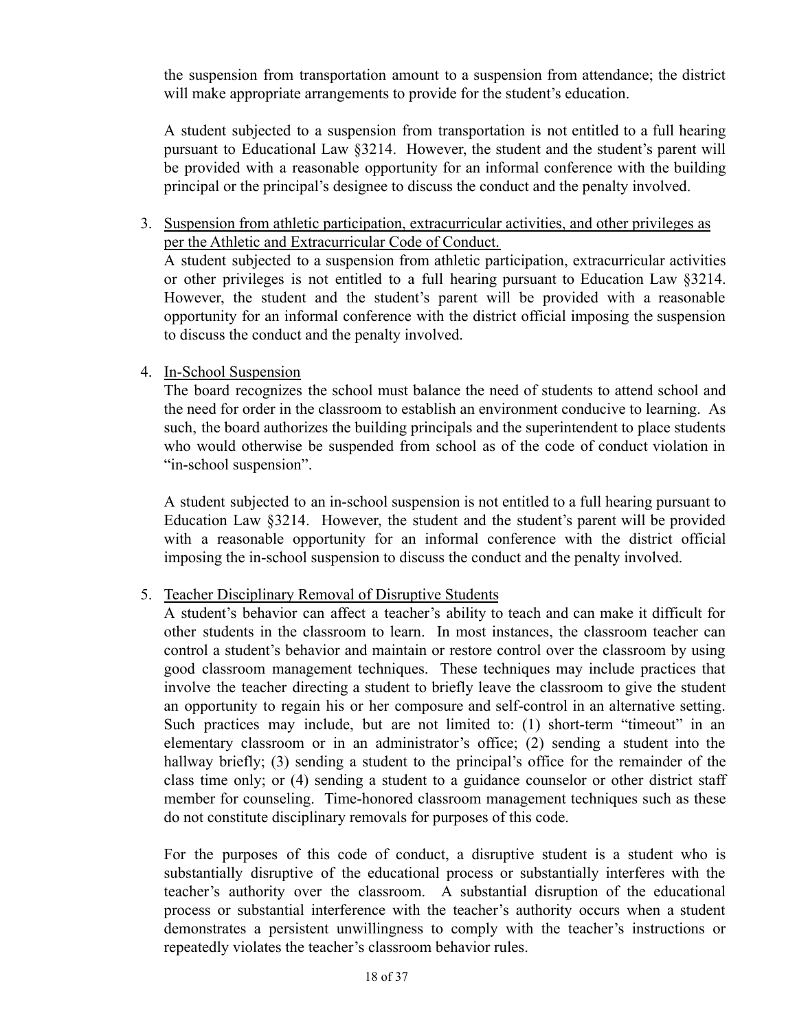the suspension from transportation amount to a suspension from attendance; the district will make appropriate arrangements to provide for the student's education.

A student subjected to a suspension from transportation is not entitled to a full hearing pursuant to Educational Law §3214. However, the student and the student's parent will be provided with a reasonable opportunity for an informal conference with the building principal or the principal's designee to discuss the conduct and the penalty involved.

3. <u>Suspension from athletic participation, extracurricular activities, and other privileges as per the Athletic and Extracurricular Code of Conduct.</u>

   A student subjected to a suspension from athletic participation, extracurricular activities or other privileges is not entitled to a full hearing pursuant to Education Law §3214. However, the student and the student's parent will be provided with a reasonable opportunity for an informal conference with the district official imposing the suspension to discuss the conduct and the penalty involved.

4. <u>In-School Suspension</u>

   The board recognizes the school must balance the need of students to attend school and the need for order in the classroom to establish an environment conducive to learning. As such, the board authorizes the building principals and the superintendent to place students who would otherwise be suspended from school as of the code of conduct violation in "in-school suspension".

   A student subjected to an in-school suspension is not entitled to a full hearing pursuant to Education Law §3214. However, the student and the student's parent will be provided with a reasonable opportunity for an informal conference with the district official imposing the in-school suspension to discuss the conduct and the penalty involved.

5. <u>Teacher Disciplinary Removal of Disruptive Students</u>

   A student's behavior can affect a teacher's ability to teach and can make it difficult for other students in the classroom to learn. In most instances, the classroom teacher can control a student's behavior and maintain or restore control over the classroom by using good classroom management techniques. These techniques may include practices that involve the teacher directing a student to briefly leave the classroom to give the student an opportunity to regain his or her composure and self-control in an alternative setting. Such practices may include, but are not limited to: (1) short-term "timeout" in an elementary classroom or in an administrator's office; (2) sending a student into the hallway briefly; (3) sending a student to the principal's office for the remainder of the class time only; or (4) sending a student to a guidance counselor or other district staff member for counseling. Time-honored classroom management techniques such as these do not constitute disciplinary removals for purposes of this code.

   For the purposes of this code of conduct, a disruptive student is a student who is substantially disruptive of the educational process or substantially interferes with the teacher's authority over the classroom. A substantial disruption of the educational process or substantial interference with the teacher's authority occurs when a student demonstrates a persistent unwillingness to comply with the teacher's instructions or repeatedly violates the teacher's classroom behavior rules.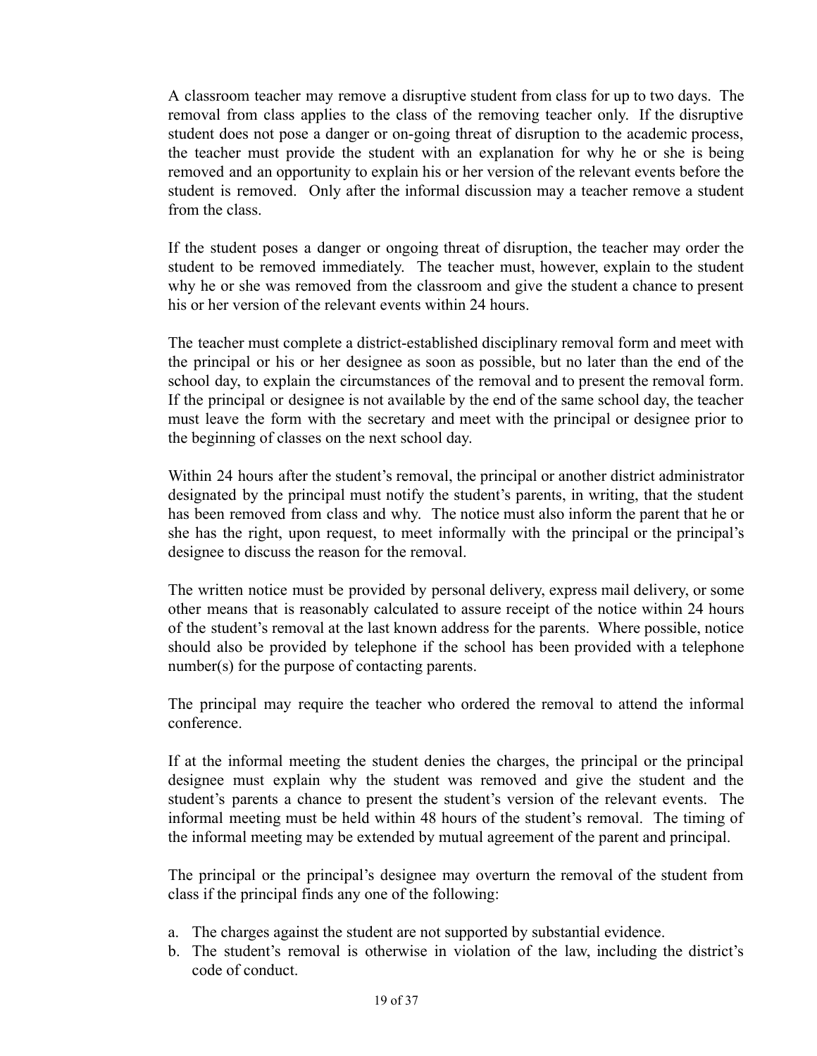A classroom teacher may remove a disruptive student from class for up to two days. The removal from class applies to the class of the removing teacher only. If the disruptive student does not pose a danger or on-going threat of disruption to the academic process, the teacher must provide the student with an explanation for why he or she is being removed and an opportunity to explain his or her version of the relevant events before the student is removed. Only after the informal discussion may a teacher remove a student from the class.

If the student poses a danger or ongoing threat of disruption, the teacher may order the student to be removed immediately. The teacher must, however, explain to the student why he or she was removed from the classroom and give the student a chance to present his or her version of the relevant events within 24 hours.

The teacher must complete a district-established disciplinary removal form and meet with the principal or his or her designee as soon as possible, but no later than the end of the school day, to explain the circumstances of the removal and to present the removal form. If the principal or designee is not available by the end of the same school day, the teacher must leave the form with the secretary and meet with the principal or designee prior to the beginning of classes on the next school day.

Within 24 hours after the student's removal, the principal or another district administrator designated by the principal must notify the student's parents, in writing, that the student has been removed from class and why. The notice must also inform the parent that he or she has the right, upon request, to meet informally with the principal or the principal's designee to discuss the reason for the removal.

The written notice must be provided by personal delivery, express mail delivery, or some other means that is reasonably calculated to assure receipt of the notice within 24 hours of the student's removal at the last known address for the parents. Where possible, notice should also be provided by telephone if the school has been provided with a telephone number(s) for the purpose of contacting parents.

The principal may require the teacher who ordered the removal to attend the informal conference.

If at the informal meeting the student denies the charges, the principal or the principal designee must explain why the student was removed and give the student and the student's parents a chance to present the student's version of the relevant events. The informal meeting must be held within 48 hours of the student's removal. The timing of the informal meeting may be extended by mutual agreement of the parent and principal.

The principal or the principal's designee may overturn the removal of the student from class if the principal finds any one of the following:

a. The charges against the student are not supported by substantial evidence.
b. The student's removal is otherwise in violation of the law, including the district's code of conduct.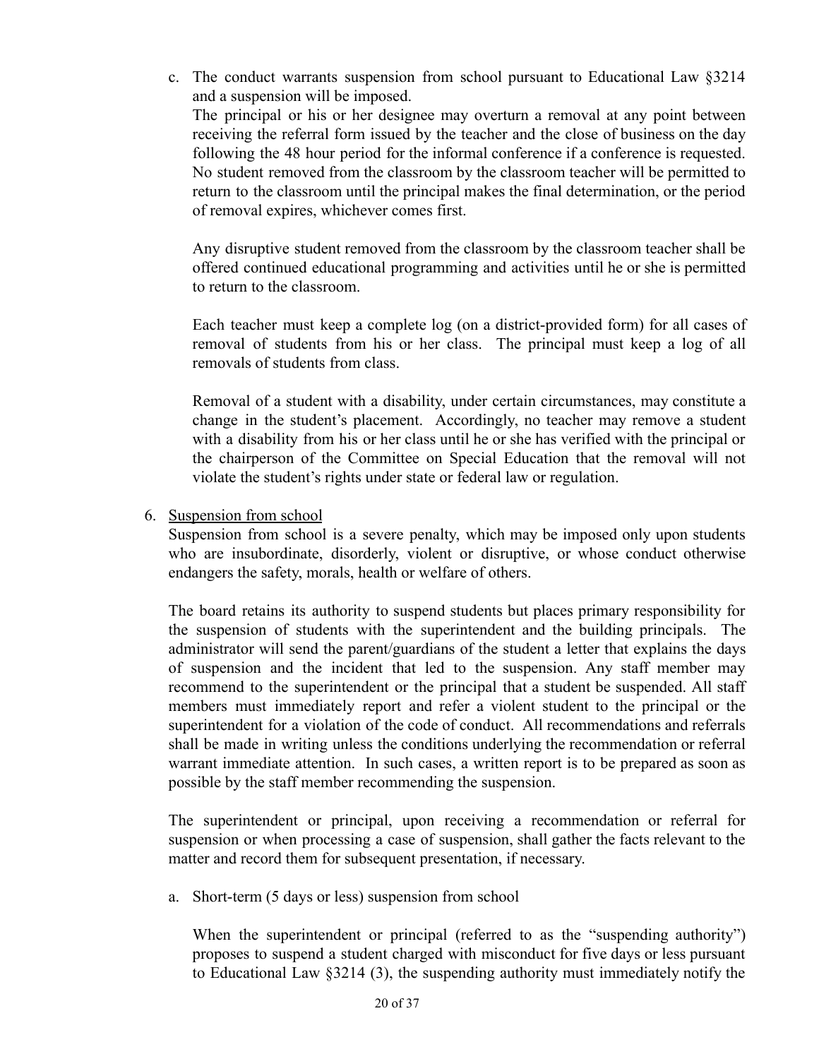c. The conduct warrants suspension from school pursuant to Educational Law §3214 and a suspension will be imposed.

   The principal or his or her designee may overturn a removal at any point between receiving the referral form issued by the teacher and the close of business on the day following the 48 hour period for the informal conference if a conference is requested. No student removed from the classroom by the classroom teacher will be permitted to return to the classroom until the principal makes the final determination, or the period of removal expires, whichever comes first.

   Any disruptive student removed from the classroom by the classroom teacher shall be offered continued educational programming and activities until he or she is permitted to return to the classroom.

   Each teacher must keep a complete log (on a district-provided form) for all cases of removal of students from his or her class. The principal must keep a log of all removals of students from class.

   Removal of a student with a disability, under certain circumstances, may constitute a change in the student's placement. Accordingly, no teacher may remove a student with a disability from his or her class until he or she has verified with the principal or the chairperson of the Committee on Special Education that the removal will not violate the student's rights under state or federal law or regulation.

6. <u>Suspension from school</u>

   Suspension from school is a severe penalty, which may be imposed only upon students who are insubordinate, disorderly, violent or disruptive, or whose conduct otherwise endangers the safety, morals, health or welfare of others.

   The board retains its authority to suspend students but places primary responsibility for the suspension of students with the superintendent and the building principals. The administrator will send the parent/guardians of the student a letter that explains the days of suspension and the incident that led to the suspension. Any staff member may recommend to the superintendent or the principal that a student be suspended. All staff members must immediately report and refer a violent student to the principal or the superintendent for a violation of the code of conduct. All recommendations and referrals shall be made in writing unless the conditions underlying the recommendation or referral warrant immediate attention. In such cases, a written report is to be prepared as soon as possible by the staff member recommending the suspension.

   The superintendent or principal, upon receiving a recommendation or referral for suspension or when processing a case of suspension, shall gather the facts relevant to the matter and record them for subsequent presentation, if necessary.

   a. Short-term (5 days or less) suspension from school

      When the superintendent or principal (referred to as the "suspending authority") proposes to suspend a student charged with misconduct for five days or less pursuant to Educational Law §3214 (3), the suspending authority must immediately notify the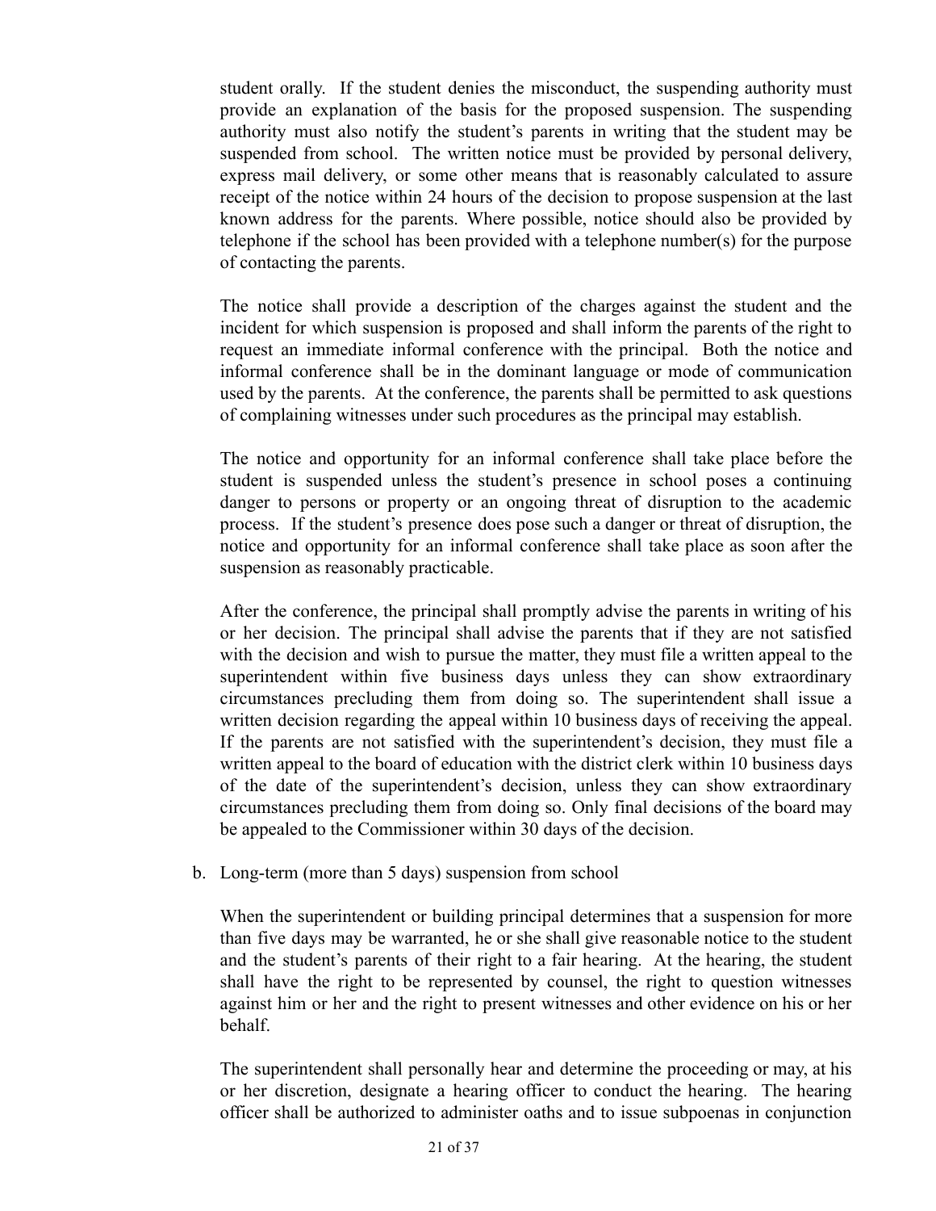student orally. If the student denies the misconduct, the suspending authority must provide an explanation of the basis for the proposed suspension. The suspending authority must also notify the student's parents in writing that the student may be suspended from school. The written notice must be provided by personal delivery, express mail delivery, or some other means that is reasonably calculated to assure receipt of the notice within 24 hours of the decision to propose suspension at the last known address for the parents. Where possible, notice should also be provided by telephone if the school has been provided with a telephone number(s) for the purpose of contacting the parents.

The notice shall provide a description of the charges against the student and the incident for which suspension is proposed and shall inform the parents of the right to request an immediate informal conference with the principal. Both the notice and informal conference shall be in the dominant language or mode of communication used by the parents. At the conference, the parents shall be permitted to ask questions of complaining witnesses under such procedures as the principal may establish.

The notice and opportunity for an informal conference shall take place before the student is suspended unless the student's presence in school poses a continuing danger to persons or property or an ongoing threat of disruption to the academic process. If the student's presence does pose such a danger or threat of disruption, the notice and opportunity for an informal conference shall take place as soon after the suspension as reasonably practicable.

After the conference, the principal shall promptly advise the parents in writing of his or her decision. The principal shall advise the parents that if they are not satisfied with the decision and wish to pursue the matter, they must file a written appeal to the superintendent within five business days unless they can show extraordinary circumstances precluding them from doing so. The superintendent shall issue a written decision regarding the appeal within 10 business days of receiving the appeal. If the parents are not satisfied with the superintendent's decision, they must file a written appeal to the board of education with the district clerk within 10 business days of the date of the superintendent's decision, unless they can show extraordinary circumstances precluding them from doing so. Only final decisions of the board may be appealed to the Commissioner within 30 days of the decision.

b. Long-term (more than 5 days) suspension from school

When the superintendent or building principal determines that a suspension for more than five days may be warranted, he or she shall give reasonable notice to the student and the student's parents of their right to a fair hearing. At the hearing, the student shall have the right to be represented by counsel, the right to question witnesses against him or her and the right to present witnesses and other evidence on his or her behalf.

The superintendent shall personally hear and determine the proceeding or may, at his or her discretion, designate a hearing officer to conduct the hearing. The hearing officer shall be authorized to administer oaths and to issue subpoenas in conjunction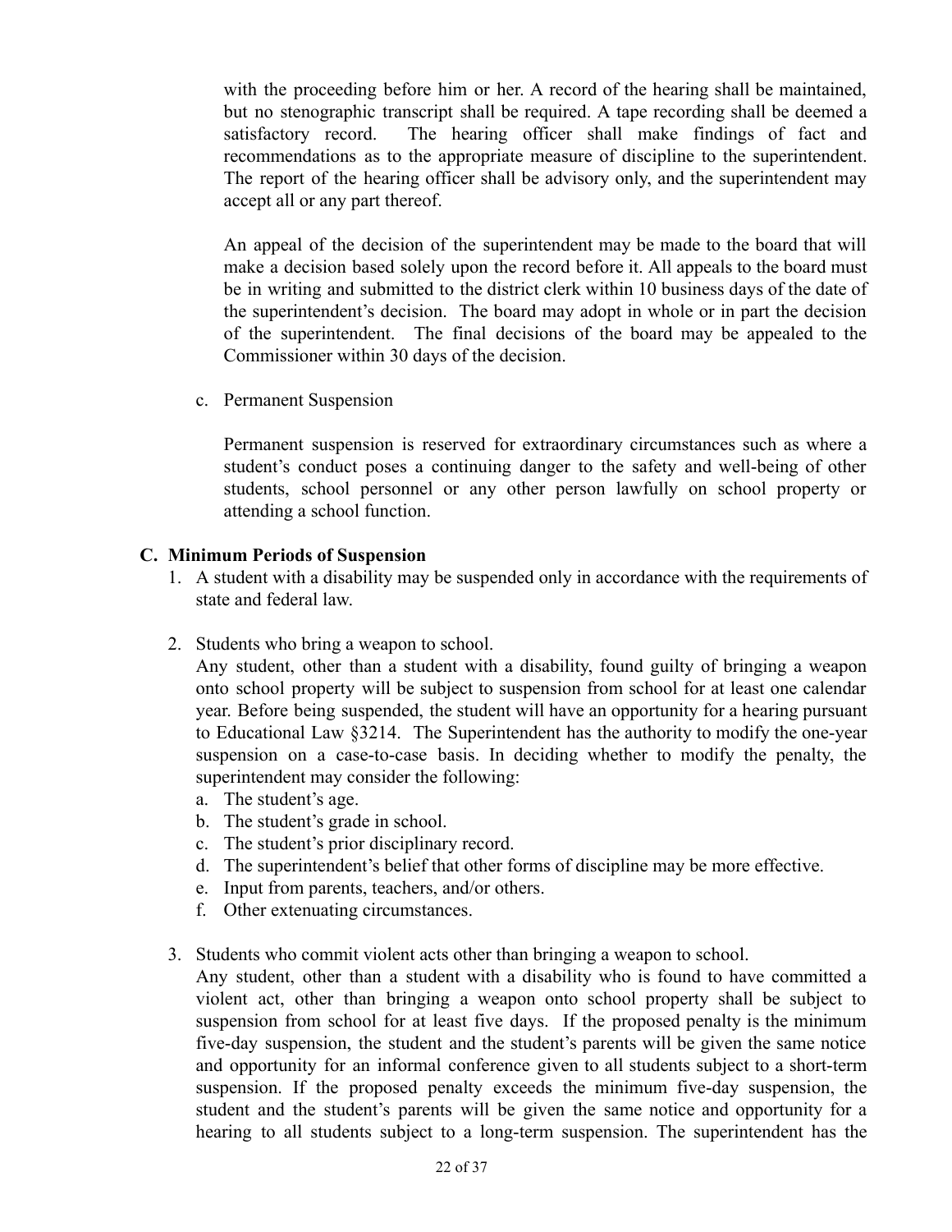with the proceeding before him or her. A record of the hearing shall be maintained, but no stenographic transcript shall be required. A tape recording shall be deemed a satisfactory record. The hearing officer shall make findings of fact and recommendations as to the appropriate measure of discipline to the superintendent. The report of the hearing officer shall be advisory only, and the superintendent may accept all or any part thereof.

An appeal of the decision of the superintendent may be made to the board that will make a decision based solely upon the record before it. All appeals to the board must be in writing and submitted to the district clerk within 10 business days of the date of the superintendent's decision. The board may adopt in whole or in part the decision of the superintendent. The final decisions of the board may be appealed to the Commissioner within 30 days of the decision.

c. Permanent Suspension

Permanent suspension is reserved for extraordinary circumstances such as where a student's conduct poses a continuing danger to the safety and well-being of other students, school personnel or any other person lawfully on school property or attending a school function.

**C. Minimum Periods of Suspension**

1. A student with a disability may be suspended only in accordance with the requirements of state and federal law.

2. Students who bring a weapon to school.
   Any student, other than a student with a disability, found guilty of bringing a weapon onto school property will be subject to suspension from school for at least one calendar year. Before being suspended, the student will have an opportunity for a hearing pursuant to Educational Law §3214. The Superintendent has the authority to modify the one-year suspension on a case-to-case basis. In deciding whether to modify the penalty, the superintendent may consider the following:
   a. The student's age.
   b. The student's grade in school.
   c. The student's prior disciplinary record.
   d. The superintendent's belief that other forms of discipline may be more effective.
   e. Input from parents, teachers, and/or others.
   f. Other extenuating circumstances.

3. Students who commit violent acts other than bringing a weapon to school.
   Any student, other than a student with a disability who is found to have committed a violent act, other than bringing a weapon onto school property shall be subject to suspension from school for at least five days. If the proposed penalty is the minimum five-day suspension, the student and the student's parents will be given the same notice and opportunity for an informal conference given to all students subject to a short-term suspension. If the proposed penalty exceeds the minimum five-day suspension, the student and the student's parents will be given the same notice and opportunity for a hearing to all students subject to a long-term suspension. The superintendent has the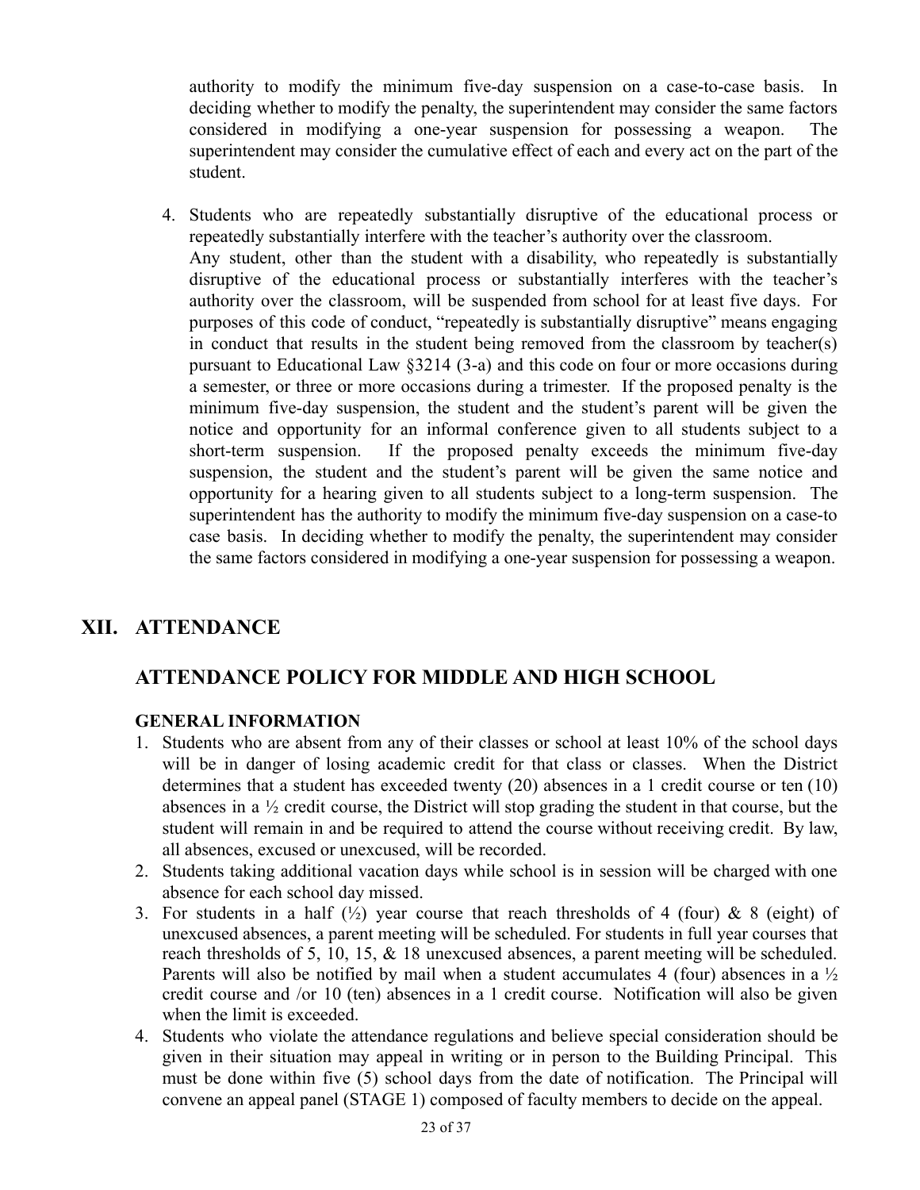authority to modify the minimum five-day suspension on a case-to-case basis. In deciding whether to modify the penalty, the superintendent may consider the same factors considered in modifying a one-year suspension for possessing a weapon. The superintendent may consider the cumulative effect of each and every act on the part of the student.

4. Students who are repeatedly substantially disruptive of the educational process or repeatedly substantially interfere with the teacher's authority over the classroom.
   Any student, other than the student with a disability, who repeatedly is substantially disruptive of the educational process or substantially interferes with the teacher's authority over the classroom, will be suspended from school for at least five days. For purposes of this code of conduct, "repeatedly is substantially disruptive" means engaging in conduct that results in the student being removed from the classroom by teacher(s) pursuant to Educational Law §3214 (3-a) and this code on four or more occasions during a semester, or three or more occasions during a trimester. If the proposed penalty is the minimum five-day suspension, the student and the student's parent will be given the notice and opportunity for an informal conference given to all students subject to a short-term suspension. If the proposed penalty exceeds the minimum five-day suspension, the student and the student's parent will be given the same notice and opportunity for a hearing given to all students subject to a long-term suspension. The superintendent has the authority to modify the minimum five-day suspension on a case-to case basis. In deciding whether to modify the penalty, the superintendent may consider the same factors considered in modifying a one-year suspension for possessing a weapon.

# XII. ATTENDANCE

## ATTENDANCE POLICY FOR MIDDLE AND HIGH SCHOOL

### GENERAL INFORMATION

1. Students who are absent from any of their classes or school at least 10% of the school days will be in danger of losing academic credit for that class or classes. When the District determines that a student has exceeded twenty (20) absences in a 1 credit course or ten (10) absences in a ½ credit course, the District will stop grading the student in that course, but the student will remain in and be required to attend the course without receiving credit. By law, all absences, excused or unexcused, will be recorded.
2. Students taking additional vacation days while school is in session will be charged with one absence for each school day missed.
3. For students in a half (½) year course that reach thresholds of 4 (four) & 8 (eight) of unexcused absences, a parent meeting will be scheduled. For students in full year courses that reach thresholds of 5, 10, 15, & 18 unexcused absences, a parent meeting will be scheduled. Parents will also be notified by mail when a student accumulates 4 (four) absences in a ½ credit course and /or 10 (ten) absences in a 1 credit course. Notification will also be given when the limit is exceeded.
4. Students who violate the attendance regulations and believe special consideration should be given in their situation may appeal in writing or in person to the Building Principal. This must be done within five (5) school days from the date of notification. The Principal will convene an appeal panel (STAGE 1) composed of faculty members to decide on the appeal.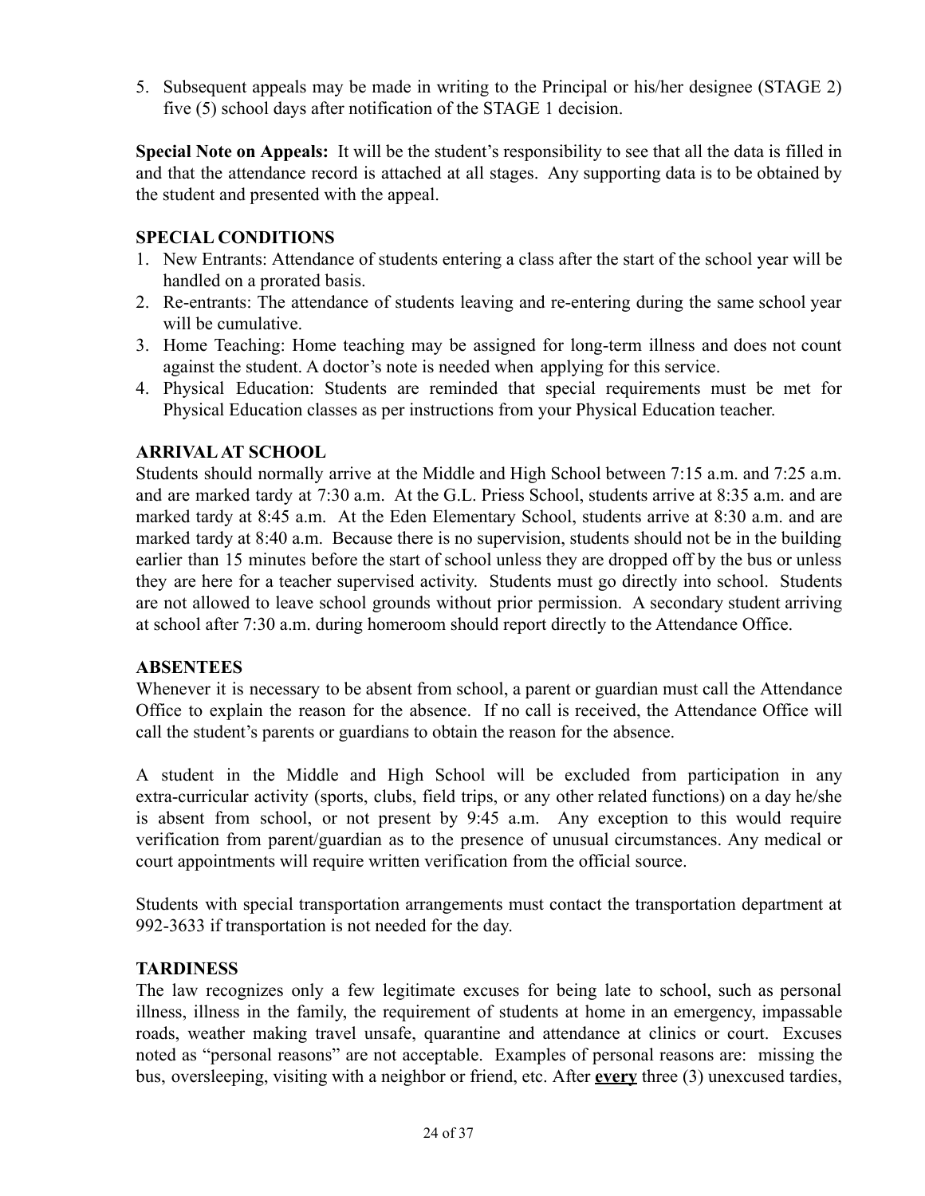5. Subsequent appeals may be made in writing to the Principal or his/her designee (STAGE 2) five (5) school days after notification of the STAGE 1 decision.

**Special Note on Appeals:** It will be the student's responsibility to see that all the data is filled in and that the attendance record is attached at all stages. Any supporting data is to be obtained by the student and presented with the appeal.

### SPECIAL CONDITIONS

1. New Entrants: Attendance of students entering a class after the start of the school year will be handled on a prorated basis.
2. Re-entrants: The attendance of students leaving and re-entering during the same school year will be cumulative.
3. Home Teaching: Home teaching may be assigned for long-term illness and does not count against the student. A doctor's note is needed when applying for this service.
4. Physical Education: Students are reminded that special requirements must be met for Physical Education classes as per instructions from your Physical Education teacher.

### ARRIVAL AT SCHOOL

Students should normally arrive at the Middle and High School between 7:15 a.m. and 7:25 a.m. and are marked tardy at 7:30 a.m. At the G.L. Priess School, students arrive at 8:35 a.m. and are marked tardy at 8:45 a.m. At the Eden Elementary School, students arrive at 8:30 a.m. and are marked tardy at 8:40 a.m. Because there is no supervision, students should not be in the building earlier than 15 minutes before the start of school unless they are dropped off by the bus or unless they are here for a teacher supervised activity. Students must go directly into school. Students are not allowed to leave school grounds without prior permission. A secondary student arriving at school after 7:30 a.m. during homeroom should report directly to the Attendance Office.

### ABSENTEES

Whenever it is necessary to be absent from school, a parent or guardian must call the Attendance Office to explain the reason for the absence. If no call is received, the Attendance Office will call the student's parents or guardians to obtain the reason for the absence.

A student in the Middle and High School will be excluded from participation in any extra-curricular activity (sports, clubs, field trips, or any other related functions) on a day he/she is absent from school, or not present by 9:45 a.m. Any exception to this would require verification from parent/guardian as to the presence of unusual circumstances. Any medical or court appointments will require written verification from the official source.

Students with special transportation arrangements must contact the transportation department at 992-3633 if transportation is not needed for the day.

### TARDINESS

The law recognizes only a few legitimate excuses for being late to school, such as personal illness, illness in the family, the requirement of students at home in an emergency, impassable roads, weather making travel unsafe, quarantine and attendance at clinics or court. Excuses noted as "personal reasons" are not acceptable. Examples of personal reasons are: missing the bus, oversleeping, visiting with a neighbor or friend, etc. After **<u>every</u>** three (3) unexcused tardies,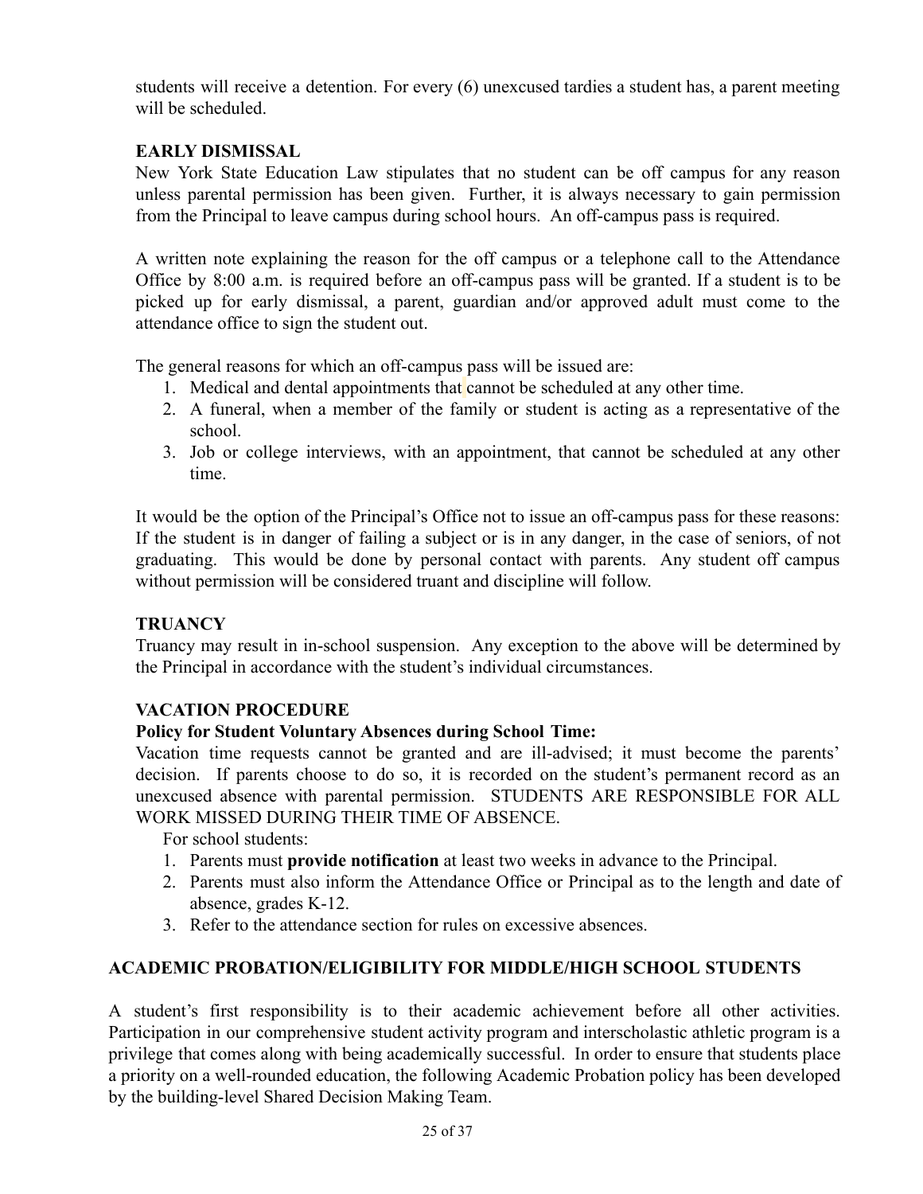students will receive a detention. For every (6) unexcused tardies a student has, a parent meeting will be scheduled.

### EARLY DISMISSAL

New York State Education Law stipulates that no student can be off campus for any reason unless parental permission has been given. Further, it is always necessary to gain permission from the Principal to leave campus during school hours. An off-campus pass is required.

A written note explaining the reason for the off campus or a telephone call to the Attendance Office by 8:00 a.m. is required before an off-campus pass will be granted. If a student is to be picked up for early dismissal, a parent, guardian and/or approved adult must come to the attendance office to sign the student out.

The general reasons for which an off-campus pass will be issued are:

1. Medical and dental appointments that cannot be scheduled at any other time.
2. A funeral, when a member of the family or student is acting as a representative of the school.
3. Job or college interviews, with an appointment, that cannot be scheduled at any other time.

It would be the option of the Principal's Office not to issue an off-campus pass for these reasons: If the student is in danger of failing a subject or is in any danger, in the case of seniors, of not graduating. This would be done by personal contact with parents. Any student off campus without permission will be considered truant and discipline will follow.

### TRUANCY

Truancy may result in in-school suspension. Any exception to the above will be determined by the Principal in accordance with the student's individual circumstances.

### VACATION PROCEDURE

**Policy for Student Voluntary Absences during School Time:**

Vacation time requests cannot be granted and are ill-advised; it must become the parents' decision. If parents choose to do so, it is recorded on the student's permanent record as an unexcused absence with parental permission. STUDENTS ARE RESPONSIBLE FOR ALL WORK MISSED DURING THEIR TIME OF ABSENCE.

For school students:

1. Parents must **provide notification** at least two weeks in advance to the Principal.
2. Parents must also inform the Attendance Office or Principal as to the length and date of absence, grades K-12.
3. Refer to the attendance section for rules on excessive absences.

## ACADEMIC PROBATION/ELIGIBILITY FOR MIDDLE/HIGH SCHOOL STUDENTS

A student's first responsibility is to their academic achievement before all other activities. Participation in our comprehensive student activity program and interscholastic athletic program is a privilege that comes along with being academically successful. In order to ensure that students place a priority on a well-rounded education, the following Academic Probation policy has been developed by the building-level Shared Decision Making Team.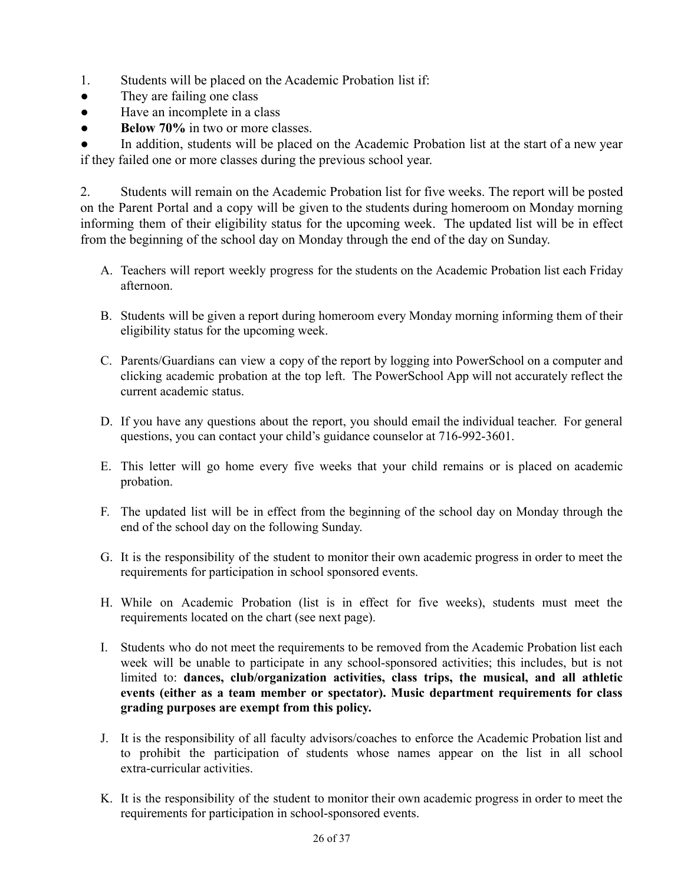1. Students will be placed on the Academic Probation list if:

- They are failing one class
- Have an incomplete in a class
- **Below 70%** in two or more classes.
- In addition, students will be placed on the Academic Probation list at the start of a new year if they failed one or more classes during the previous school year.

2. Students will remain on the Academic Probation list for five weeks. The report will be posted on the Parent Portal and a copy will be given to the students during homeroom on Monday morning informing them of their eligibility status for the upcoming week. The updated list will be in effect from the beginning of the school day on Monday through the end of the day on Sunday.

A. Teachers will report weekly progress for the students on the Academic Probation list each Friday afternoon.

B. Students will be given a report during homeroom every Monday morning informing them of their eligibility status for the upcoming week.

C. Parents/Guardians can view a copy of the report by logging into PowerSchool on a computer and clicking academic probation at the top left. The PowerSchool App will not accurately reflect the current academic status.

D. If you have any questions about the report, you should email the individual teacher. For general questions, you can contact your child's guidance counselor at 716-992-3601.

E. This letter will go home every five weeks that your child remains or is placed on academic probation.

F. The updated list will be in effect from the beginning of the school day on Monday through the end of the school day on the following Sunday.

G. It is the responsibility of the student to monitor their own academic progress in order to meet the requirements for participation in school sponsored events.

H. While on Academic Probation (list is in effect for five weeks), students must meet the requirements located on the chart (see next page).

I. Students who do not meet the requirements to be removed from the Academic Probation list each week will be unable to participate in any school-sponsored activities; this includes, but is not limited to: **dances, club/organization activities, class trips, the musical, and all athletic events (either as a team member or spectator). Music department requirements for class grading purposes are exempt from this policy.**

J. It is the responsibility of all faculty advisors/coaches to enforce the Academic Probation list and to prohibit the participation of students whose names appear on the list in all school extra-curricular activities.

K. It is the responsibility of the student to monitor their own academic progress in order to meet the requirements for participation in school-sponsored events.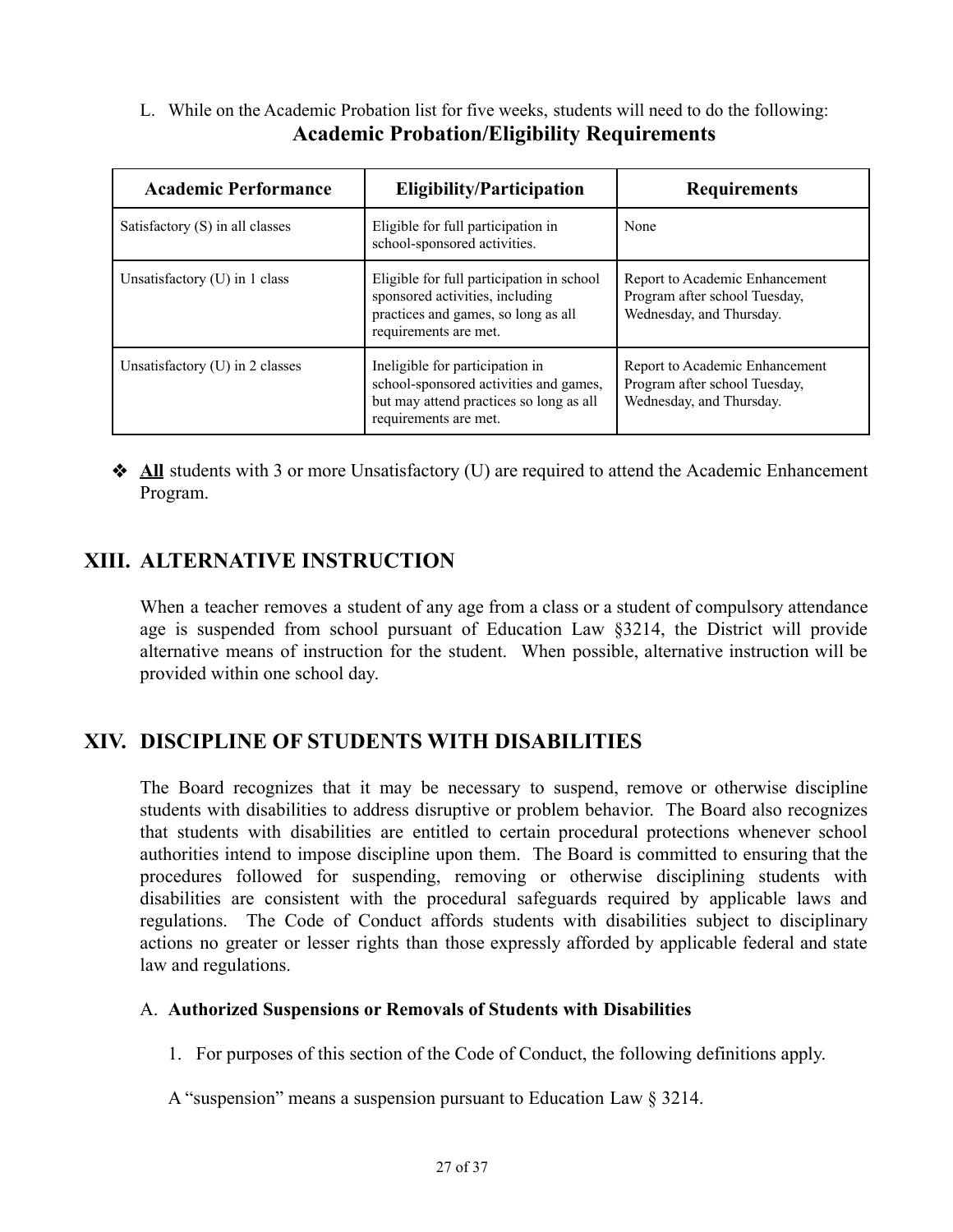L. While on the Academic Probation list for five weeks, students will need to do the following:

## Academic Probation/Eligibility Requirements

| Academic Performance | Eligibility/Participation | Requirements |
|---|---|---|
| Satisfactory (S) in all classes | Eligible for full participation in school-sponsored activities. | None |
| Unsatisfactory (U) in 1 class | Eligible for full participation in school sponsored activities, including practices and games, so long as all requirements are met. | Report to Academic Enhancement Program after school Tuesday, Wednesday, and Thursday. |
| Unsatisfactory (U) in 2 classes | Ineligible for participation in school-sponsored activities and games, but may attend practices so long as all requirements are met. | Report to Academic Enhancement Program after school Tuesday, Wednesday, and Thursday. |

- **All** students with 3 or more Unsatisfactory (U) are required to attend the Academic Enhancement Program.

# XIII. ALTERNATIVE INSTRUCTION

When a teacher removes a student of any age from a class or a student of compulsory attendance age is suspended from school pursuant of Education Law §3214, the District will provide alternative means of instruction for the student. When possible, alternative instruction will be provided within one school day.

# XIV. DISCIPLINE OF STUDENTS WITH DISABILITIES

The Board recognizes that it may be necessary to suspend, remove or otherwise discipline students with disabilities to address disruptive or problem behavior. The Board also recognizes that students with disabilities are entitled to certain procedural protections whenever school authorities intend to impose discipline upon them. The Board is committed to ensuring that the procedures followed for suspending, removing or otherwise disciplining students with disabilities are consistent with the procedural safeguards required by applicable laws and regulations. The Code of Conduct affords students with disabilities subject to disciplinary actions no greater or lesser rights than those expressly afforded by applicable federal and state law and regulations.

A. **Authorized Suspensions or Removals of Students with Disabilities**

1. For purposes of this section of the Code of Conduct, the following definitions apply.

A "suspension" means a suspension pursuant to Education Law § 3214.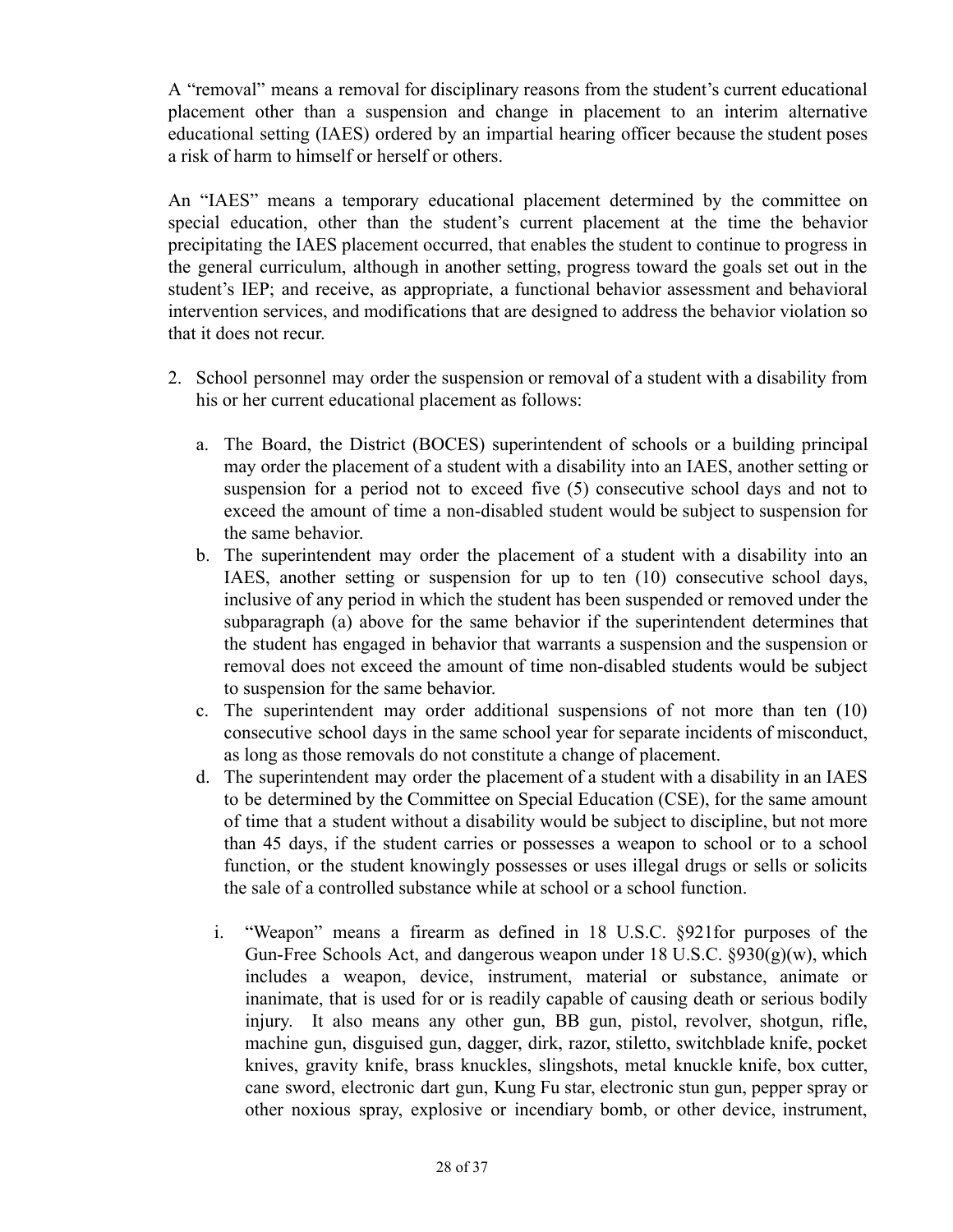A "removal" means a removal for disciplinary reasons from the student's current educational placement other than a suspension and change in placement to an interim alternative educational setting (IAES) ordered by an impartial hearing officer because the student poses a risk of harm to himself or herself or others.

An "IAES" means a temporary educational placement determined by the committee on special education, other than the student's current placement at the time the behavior precipitating the IAES placement occurred, that enables the student to continue to progress in the general curriculum, although in another setting, progress toward the goals set out in the student's IEP; and receive, as appropriate, a functional behavior assessment and behavioral intervention services, and modifications that are designed to address the behavior violation so that it does not recur.

2. School personnel may order the suspension or removal of a student with a disability from his or her current educational placement as follows:

   a. The Board, the District (BOCES) superintendent of schools or a building principal may order the placement of a student with a disability into an IAES, another setting or suspension for a period not to exceed five (5) consecutive school days and not to exceed the amount of time a non-disabled student would be subject to suspension for the same behavior.
   b. The superintendent may order the placement of a student with a disability into an IAES, another setting or suspension for up to ten (10) consecutive school days, inclusive of any period in which the student has been suspended or removed under the subparagraph (a) above for the same behavior if the superintendent determines that the student has engaged in behavior that warrants a suspension and the suspension or removal does not exceed the amount of time non-disabled students would be subject to suspension for the same behavior.
   c. The superintendent may order additional suspensions of not more than ten (10) consecutive school days in the same school year for separate incidents of misconduct, as long as those removals do not constitute a change of placement.
   d. The superintendent may order the placement of a student with a disability in an IAES to be determined by the Committee on Special Education (CSE), for the same amount of time that a student without a disability would be subject to discipline, but not more than 45 days, if the student carries or possesses a weapon to school or to a school function, or the student knowingly possesses or uses illegal drugs or sells or solicits the sale of a controlled substance while at school or a school function.

      i. "Weapon" means a firearm as defined in 18 U.S.C. §921for purposes of the Gun-Free Schools Act, and dangerous weapon under 18 U.S.C. §930(g)(w), which includes a weapon, device, instrument, material or substance, animate or inanimate, that is used for or is readily capable of causing death or serious bodily injury. It also means any other gun, BB gun, pistol, revolver, shotgun, rifle, machine gun, disguised gun, dagger, dirk, razor, stiletto, switchblade knife, pocket knives, gravity knife, brass knuckles, slingshots, metal knuckle knife, box cutter, cane sword, electronic dart gun, Kung Fu star, electronic stun gun, pepper spray or other noxious spray, explosive or incendiary bomb, or other device, instrument,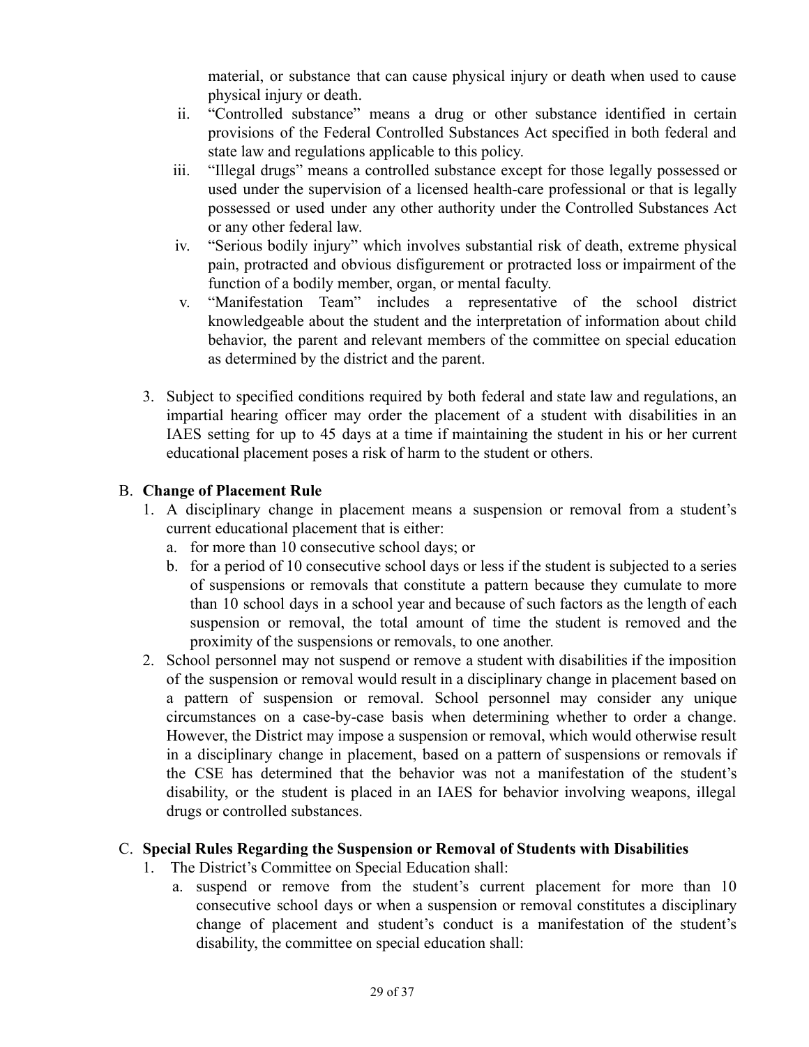material, or substance that can cause physical injury or death when used to cause physical injury or death.

ii. "Controlled substance" means a drug or other substance identified in certain provisions of the Federal Controlled Substances Act specified in both federal and state law and regulations applicable to this policy.

iii. "Illegal drugs" means a controlled substance except for those legally possessed or used under the supervision of a licensed health-care professional or that is legally possessed or used under any other authority under the Controlled Substances Act or any other federal law.

iv. "Serious bodily injury" which involves substantial risk of death, extreme physical pain, protracted and obvious disfigurement or protracted loss or impairment of the function of a bodily member, organ, or mental faculty.

v. "Manifestation Team" includes a representative of the school district knowledgeable about the student and the interpretation of information about child behavior, the parent and relevant members of the committee on special education as determined by the district and the parent.

3. Subject to specified conditions required by both federal and state law and regulations, an impartial hearing officer may order the placement of a student with disabilities in an IAES setting for up to 45 days at a time if maintaining the student in his or her current educational placement poses a risk of harm to the student or others.

B. **Change of Placement Rule**

1. A disciplinary change in placement means a suspension or removal from a student's current educational placement that is either:
   a. for more than 10 consecutive school days; or
   b. for a period of 10 consecutive school days or less if the student is subjected to a series of suspensions or removals that constitute a pattern because they cumulate to more than 10 school days in a school year and because of such factors as the length of each suspension or removal, the total amount of time the student is removed and the proximity of the suspensions or removals, to one another.
2. School personnel may not suspend or remove a student with disabilities if the imposition of the suspension or removal would result in a disciplinary change in placement based on a pattern of suspension or removal. School personnel may consider any unique circumstances on a case-by-case basis when determining whether to order a change. However, the District may impose a suspension or removal, which would otherwise result in a disciplinary change in placement, based on a pattern of suspensions or removals if the CSE has determined that the behavior was not a manifestation of the student's disability, or the student is placed in an IAES for behavior involving weapons, illegal drugs or controlled substances.

C. **Special Rules Regarding the Suspension or Removal of Students with Disabilities**

1. The District's Committee on Special Education shall:
   a. suspend or remove from the student's current placement for more than 10 consecutive school days or when a suspension or removal constitutes a disciplinary change of placement and student's conduct is a manifestation of the student's disability, the committee on special education shall: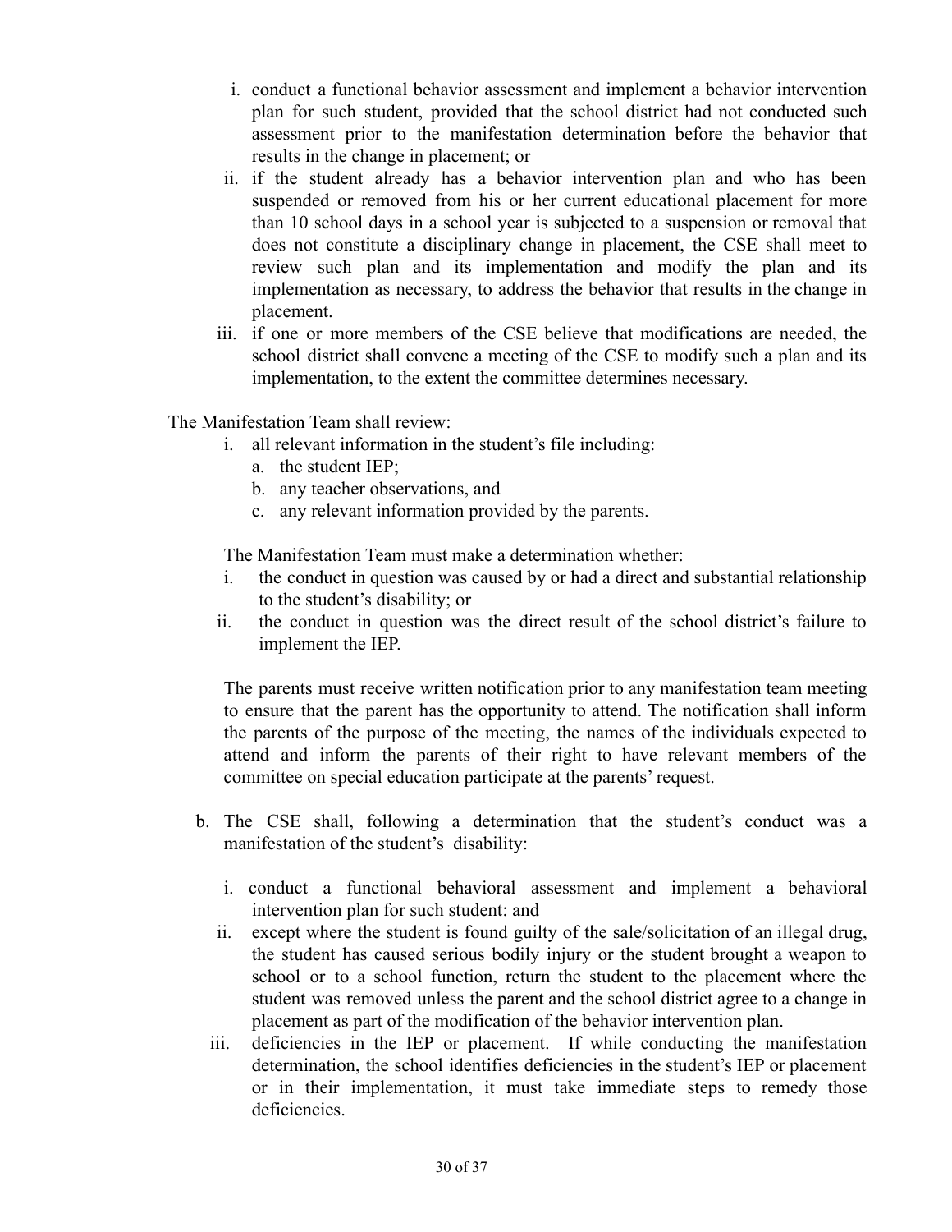i. conduct a functional behavior assessment and implement a behavior intervention plan for such student, provided that the school district had not conducted such assessment prior to the manifestation determination before the behavior that results in the change in placement; or
ii. if the student already has a behavior intervention plan and who has been suspended or removed from his or her current educational placement for more than 10 school days in a school year is subjected to a suspension or removal that does not constitute a disciplinary change in placement, the CSE shall meet to review such plan and its implementation and modify the plan and its implementation as necessary, to address the behavior that results in the change in placement.
iii. if one or more members of the CSE believe that modifications are needed, the school district shall convene a meeting of the CSE to modify such a plan and its implementation, to the extent the committee determines necessary.

The Manifestation Team shall review:

i. all relevant information in the student's file including:
   a. the student IEP;
   b. any teacher observations, and
   c. any relevant information provided by the parents.

The Manifestation Team must make a determination whether:

i. the conduct in question was caused by or had a direct and substantial relationship to the student's disability; or
ii. the conduct in question was the direct result of the school district's failure to implement the IEP.

The parents must receive written notification prior to any manifestation team meeting to ensure that the parent has the opportunity to attend. The notification shall inform the parents of the purpose of the meeting, the names of the individuals expected to attend and inform the parents of their right to have relevant members of the committee on special education participate at the parents' request.

b. The CSE shall, following a determination that the student's conduct was a manifestation of the student's disability:

   i. conduct a functional behavioral assessment and implement a behavioral intervention plan for such student: and
   ii. except where the student is found guilty of the sale/solicitation of an illegal drug, the student has caused serious bodily injury or the student brought a weapon to school or to a school function, return the student to the placement where the student was removed unless the parent and the school district agree to a change in placement as part of the modification of the behavior intervention plan.
   iii. deficiencies in the IEP or placement. If while conducting the manifestation determination, the school identifies deficiencies in the student's IEP or placement or in their implementation, it must take immediate steps to remedy those deficiencies.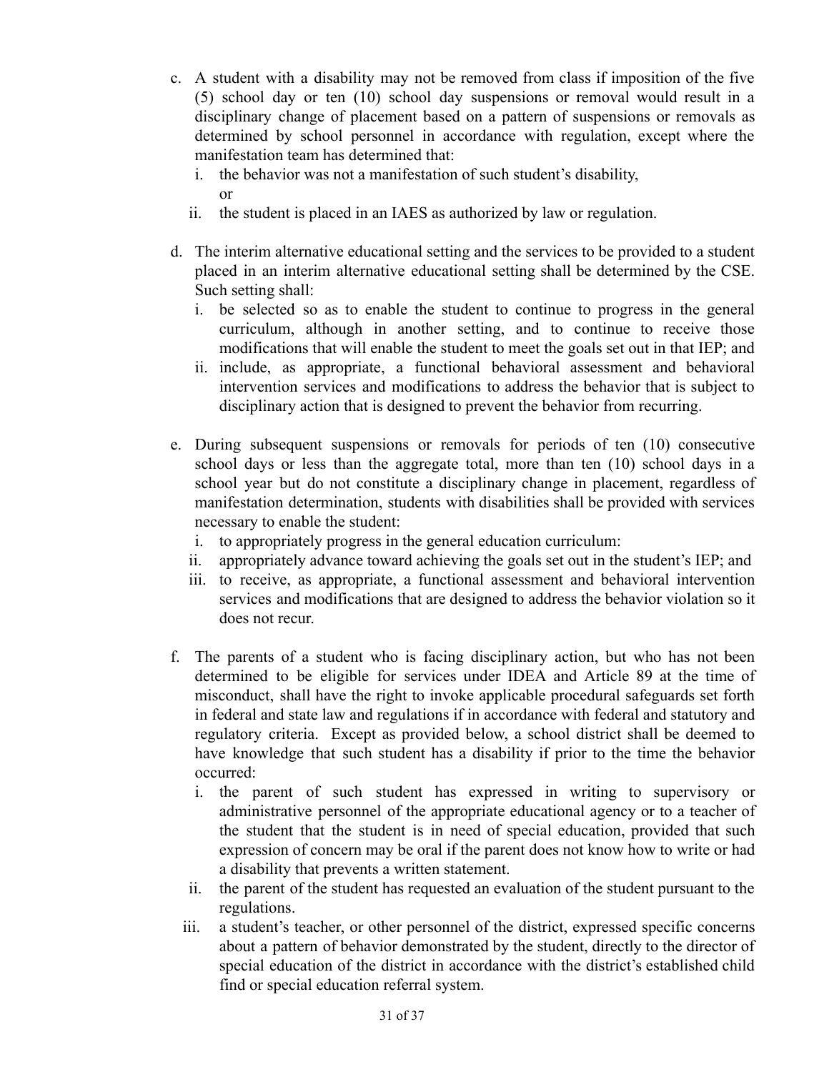c. A student with a disability may not be removed from class if imposition of the five (5) school day or ten (10) school day suspensions or removal would result in a disciplinary change of placement based on a pattern of suspensions or removals as determined by school personnel in accordance with regulation, except where the manifestation team has determined that:
   i. the behavior was not a manifestation of such student's disability, or
   ii. the student is placed in an IAES as authorized by law or regulation.

d. The interim alternative educational setting and the services to be provided to a student placed in an interim alternative educational setting shall be determined by the CSE. Such setting shall:
   i. be selected so as to enable the student to continue to progress in the general curriculum, although in another setting, and to continue to receive those modifications that will enable the student to meet the goals set out in that IEP; and
   ii. include, as appropriate, a functional behavioral assessment and behavioral intervention services and modifications to address the behavior that is subject to disciplinary action that is designed to prevent the behavior from recurring.

e. During subsequent suspensions or removals for periods of ten (10) consecutive school days or less than the aggregate total, more than ten (10) school days in a school year but do not constitute a disciplinary change in placement, regardless of manifestation determination, students with disabilities shall be provided with services necessary to enable the student:
   i. to appropriately progress in the general education curriculum:
   ii. appropriately advance toward achieving the goals set out in the student's IEP; and
   iii. to receive, as appropriate, a functional assessment and behavioral intervention services and modifications that are designed to address the behavior violation so it does not recur.

f. The parents of a student who is facing disciplinary action, but who has not been determined to be eligible for services under IDEA and Article 89 at the time of misconduct, shall have the right to invoke applicable procedural safeguards set forth in federal and state law and regulations if in accordance with federal and statutory and regulatory criteria. Except as provided below, a school district shall be deemed to have knowledge that such student has a disability if prior to the time the behavior occurred:
   i. the parent of such student has expressed in writing to supervisory or administrative personnel of the appropriate educational agency or to a teacher of the student that the student is in need of special education, provided that such expression of concern may be oral if the parent does not know how to write or had a disability that prevents a written statement.
   ii. the parent of the student has requested an evaluation of the student pursuant to the regulations.
   iii. a student's teacher, or other personnel of the district, expressed specific concerns about a pattern of behavior demonstrated by the student, directly to the director of special education of the district in accordance with the district's established child find or special education referral system.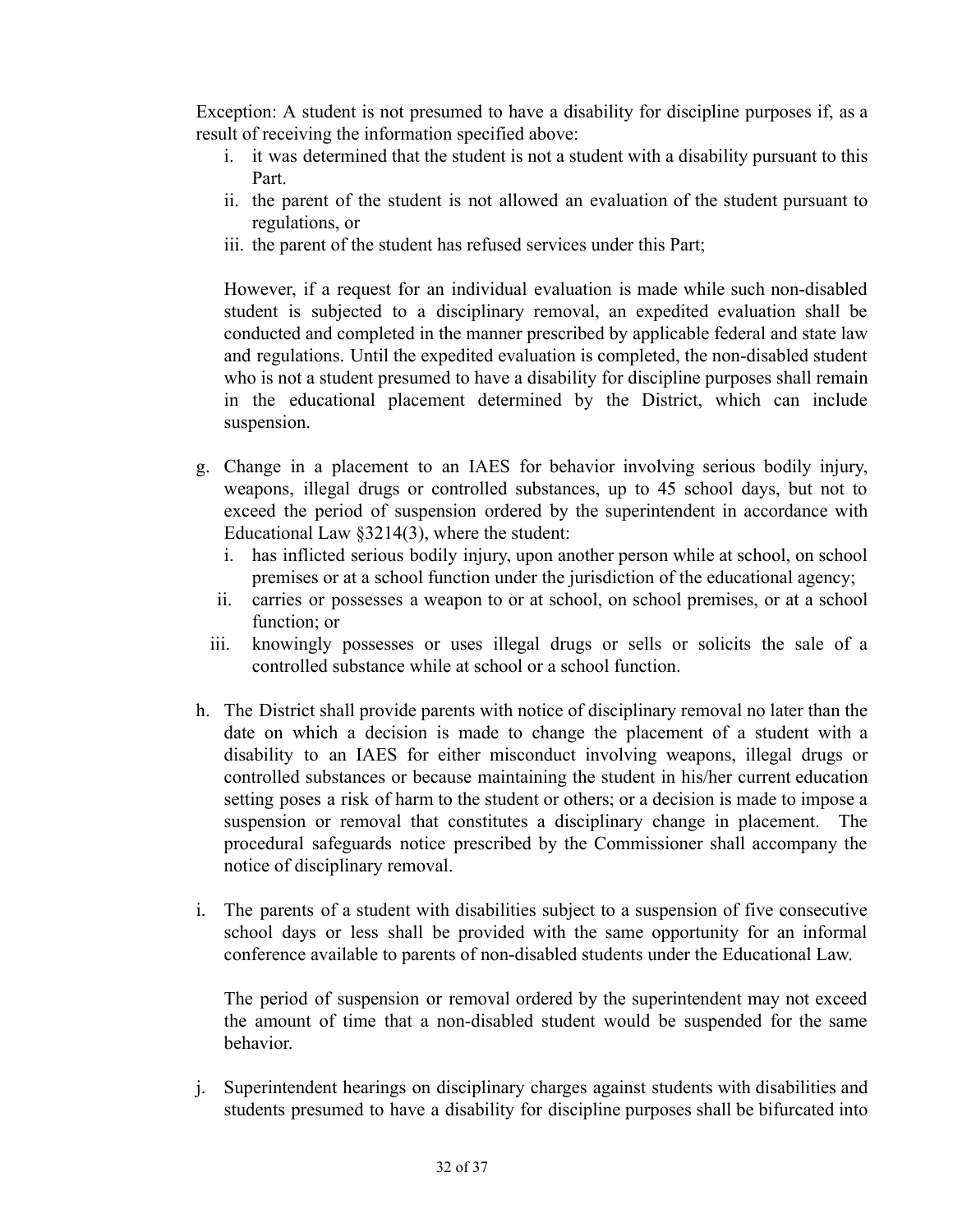Exception: A student is not presumed to have a disability for discipline purposes if, as a result of receiving the information specified above:

i. it was determined that the student is not a student with a disability pursuant to this Part.
ii. the parent of the student is not allowed an evaluation of the student pursuant to regulations, or
iii. the parent of the student has refused services under this Part;

However, if a request for an individual evaluation is made while such non-disabled student is subjected to a disciplinary removal, an expedited evaluation shall be conducted and completed in the manner prescribed by applicable federal and state law and regulations. Until the expedited evaluation is completed, the non-disabled student who is not a student presumed to have a disability for discipline purposes shall remain in the educational placement determined by the District, which can include suspension.

g. Change in a placement to an IAES for behavior involving serious bodily injury, weapons, illegal drugs or controlled substances, up to 45 school days, but not to exceed the period of suspension ordered by the superintendent in accordance with Educational Law §3214(3), where the student:
   i. has inflicted serious bodily injury, upon another person while at school, on school premises or at a school function under the jurisdiction of the educational agency;
   ii. carries or possesses a weapon to or at school, on school premises, or at a school function; or
   iii. knowingly possesses or uses illegal drugs or sells or solicits the sale of a controlled substance while at school or a school function.

h. The District shall provide parents with notice of disciplinary removal no later than the date on which a decision is made to change the placement of a student with a disability to an IAES for either misconduct involving weapons, illegal drugs or controlled substances or because maintaining the student in his/her current education setting poses a risk of harm to the student or others; or a decision is made to impose a suspension or removal that constitutes a disciplinary change in placement. The procedural safeguards notice prescribed by the Commissioner shall accompany the notice of disciplinary removal.

i. The parents of a student with disabilities subject to a suspension of five consecutive school days or less shall be provided with the same opportunity for an informal conference available to parents of non-disabled students under the Educational Law.

   The period of suspension or removal ordered by the superintendent may not exceed the amount of time that a non-disabled student would be suspended for the same behavior.

j. Superintendent hearings on disciplinary charges against students with disabilities and students presumed to have a disability for discipline purposes shall be bifurcated into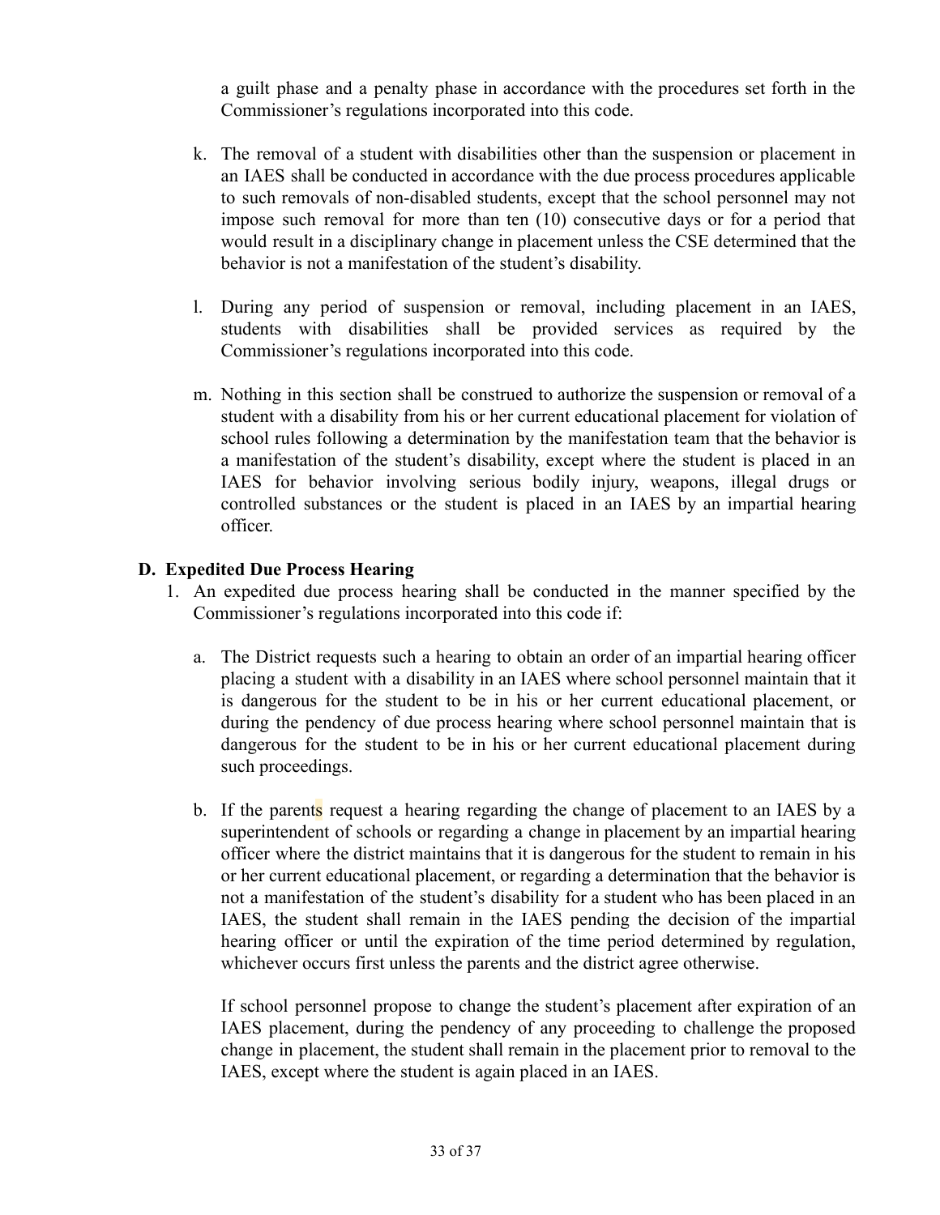a guilt phase and a penalty phase in accordance with the procedures set forth in the Commissioner's regulations incorporated into this code.

k. The removal of a student with disabilities other than the suspension or placement in an IAES shall be conducted in accordance with the due process procedures applicable to such removals of non-disabled students, except that the school personnel may not impose such removal for more than ten (10) consecutive days or for a period that would result in a disciplinary change in placement unless the CSE determined that the behavior is not a manifestation of the student's disability.

l. During any period of suspension or removal, including placement in an IAES, students with disabilities shall be provided services as required by the Commissioner's regulations incorporated into this code.

m. Nothing in this section shall be construed to authorize the suspension or removal of a student with a disability from his or her current educational placement for violation of school rules following a determination by the manifestation team that the behavior is a manifestation of the student's disability, except where the student is placed in an IAES for behavior involving serious bodily injury, weapons, illegal drugs or controlled substances or the student is placed in an IAES by an impartial hearing officer.

## D. Expedited Due Process Hearing

1. An expedited due process hearing shall be conducted in the manner specified by the Commissioner's regulations incorporated into this code if:

   a. The District requests such a hearing to obtain an order of an impartial hearing officer placing a student with a disability in an IAES where school personnel maintain that it is dangerous for the student to be in his or her current educational placement, or during the pendency of due process hearing where school personnel maintain that is dangerous for the student to be in his or her current educational placement during such proceedings.

   b. If the parents request a hearing regarding the change of placement to an IAES by a superintendent of schools or regarding a change in placement by an impartial hearing officer where the district maintains that it is dangerous for the student to remain in his or her current educational placement, or regarding a determination that the behavior is not a manifestation of the student's disability for a student who has been placed in an IAES, the student shall remain in the IAES pending the decision of the impartial hearing officer or until the expiration of the time period determined by regulation, whichever occurs first unless the parents and the district agree otherwise.

      If school personnel propose to change the student's placement after expiration of an IAES placement, during the pendency of any proceeding to challenge the proposed change in placement, the student shall remain in the placement prior to removal to the IAES, except where the student is again placed in an IAES.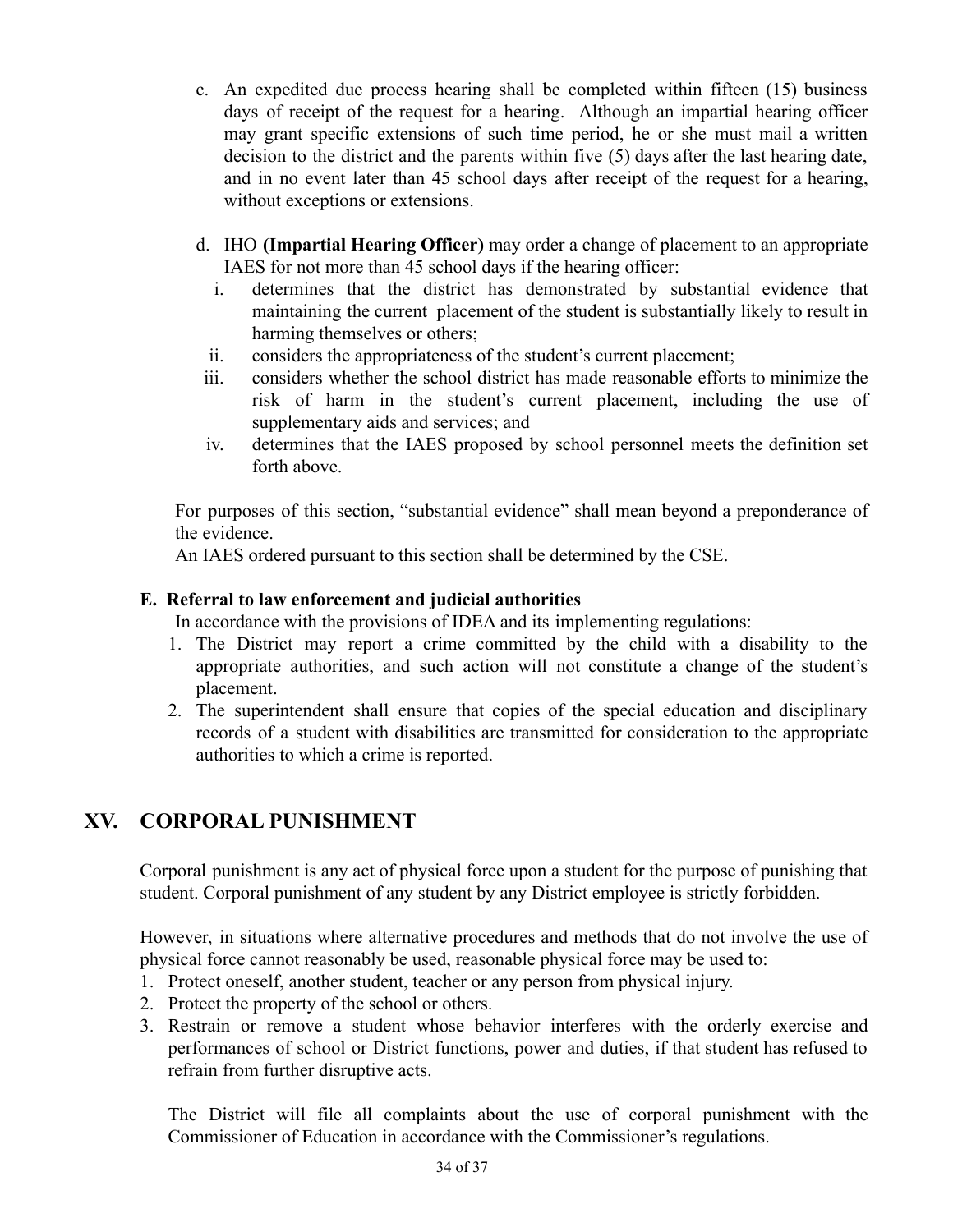c. An expedited due process hearing shall be completed within fifteen (15) business days of receipt of the request for a hearing. Although an impartial hearing officer may grant specific extensions of such time period, he or she must mail a written decision to the district and the parents within five (5) days after the last hearing date, and in no event later than 45 school days after receipt of the request for a hearing, without exceptions or extensions.

d. IHO **(Impartial Hearing Officer)** may order a change of placement to an appropriate IAES for not more than 45 school days if the hearing officer:

   i. determines that the district has demonstrated by substantial evidence that maintaining the current placement of the student is substantially likely to result in harming themselves or others;

   ii. considers the appropriateness of the student's current placement;

   iii. considers whether the school district has made reasonable efforts to minimize the risk of harm in the student's current placement, including the use of supplementary aids and services; and

   iv. determines that the IAES proposed by school personnel meets the definition set forth above.

For purposes of this section, "substantial evidence" shall mean beyond a preponderance of the evidence.
An IAES ordered pursuant to this section shall be determined by the CSE.

### E. Referral to law enforcement and judicial authorities

In accordance with the provisions of IDEA and its implementing regulations:

1. The District may report a crime committed by the child with a disability to the appropriate authorities, and such action will not constitute a change of the student's placement.
2. The superintendent shall ensure that copies of the special education and disciplinary records of a student with disabilities are transmitted for consideration to the appropriate authorities to which a crime is reported.

## XV. CORPORAL PUNISHMENT

Corporal punishment is any act of physical force upon a student for the purpose of punishing that student. Corporal punishment of any student by any District employee is strictly forbidden.

However, in situations where alternative procedures and methods that do not involve the use of physical force cannot reasonably be used, reasonable physical force may be used to:

1. Protect oneself, another student, teacher or any person from physical injury.
2. Protect the property of the school or others.
3. Restrain or remove a student whose behavior interferes with the orderly exercise and performances of school or District functions, power and duties, if that student has refused to refrain from further disruptive acts.

The District will file all complaints about the use of corporal punishment with the Commissioner of Education in accordance with the Commissioner's regulations.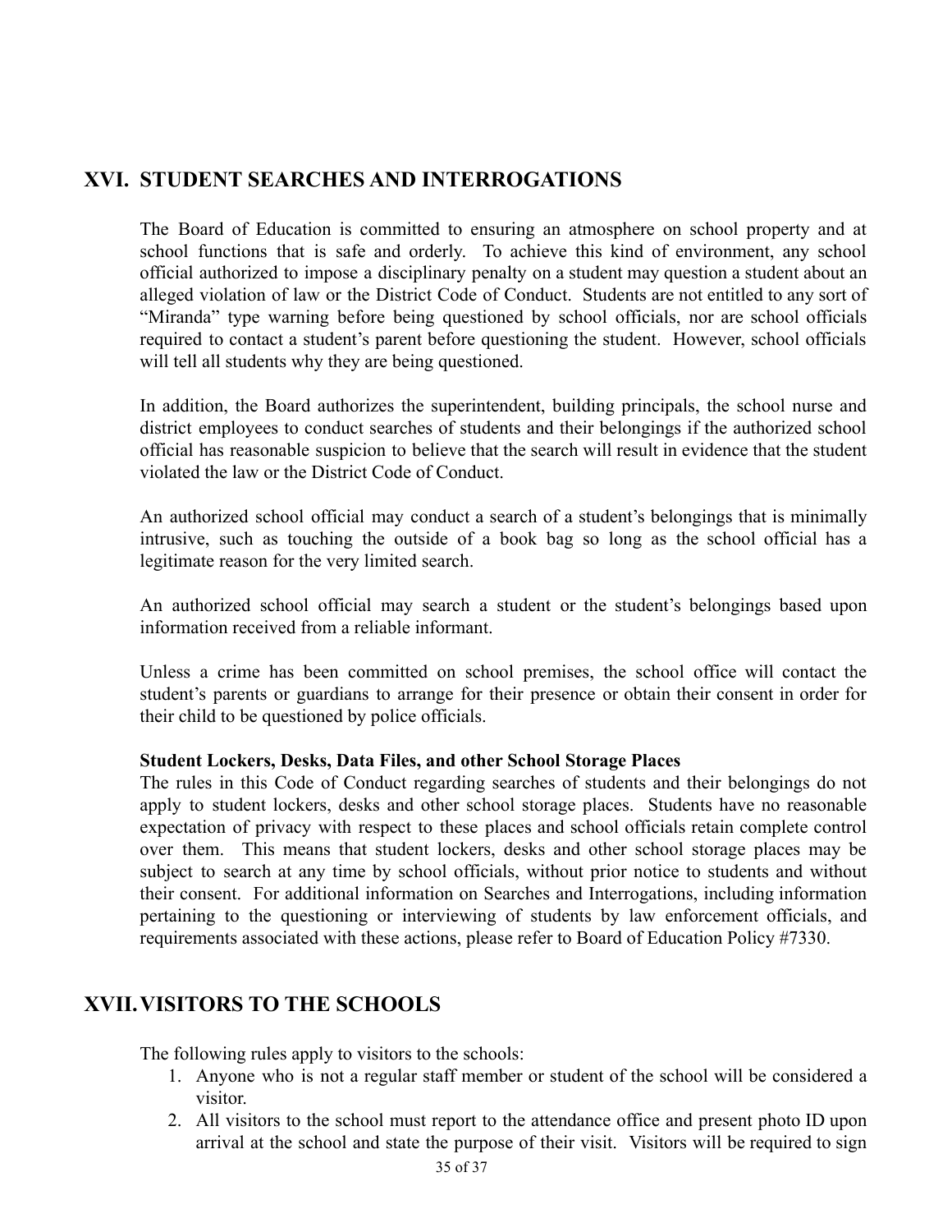## XVI. STUDENT SEARCHES AND INTERROGATIONS

The Board of Education is committed to ensuring an atmosphere on school property and at school functions that is safe and orderly. To achieve this kind of environment, any school official authorized to impose a disciplinary penalty on a student may question a student about an alleged violation of law or the District Code of Conduct. Students are not entitled to any sort of "Miranda" type warning before being questioned by school officials, nor are school officials required to contact a student's parent before questioning the student. However, school officials will tell all students why they are being questioned.

In addition, the Board authorizes the superintendent, building principals, the school nurse and district employees to conduct searches of students and their belongings if the authorized school official has reasonable suspicion to believe that the search will result in evidence that the student violated the law or the District Code of Conduct.

An authorized school official may conduct a search of a student's belongings that is minimally intrusive, such as touching the outside of a book bag so long as the school official has a legitimate reason for the very limited search.

An authorized school official may search a student or the student's belongings based upon information received from a reliable informant.

Unless a crime has been committed on school premises, the school office will contact the student's parents or guardians to arrange for their presence or obtain their consent in order for their child to be questioned by police officials.

**Student Lockers, Desks, Data Files, and other School Storage Places**

The rules in this Code of Conduct regarding searches of students and their belongings do not apply to student lockers, desks and other school storage places. Students have no reasonable expectation of privacy with respect to these places and school officials retain complete control over them. This means that student lockers, desks and other school storage places may be subject to search at any time by school officials, without prior notice to students and without their consent. For additional information on Searches and Interrogations, including information pertaining to the questioning or interviewing of students by law enforcement officials, and requirements associated with these actions, please refer to Board of Education Policy #7330.

## XVII. VISITORS TO THE SCHOOLS

The following rules apply to visitors to the schools:

1. Anyone who is not a regular staff member or student of the school will be considered a visitor.
2. All visitors to the school must report to the attendance office and present photo ID upon arrival at the school and state the purpose of their visit. Visitors will be required to sign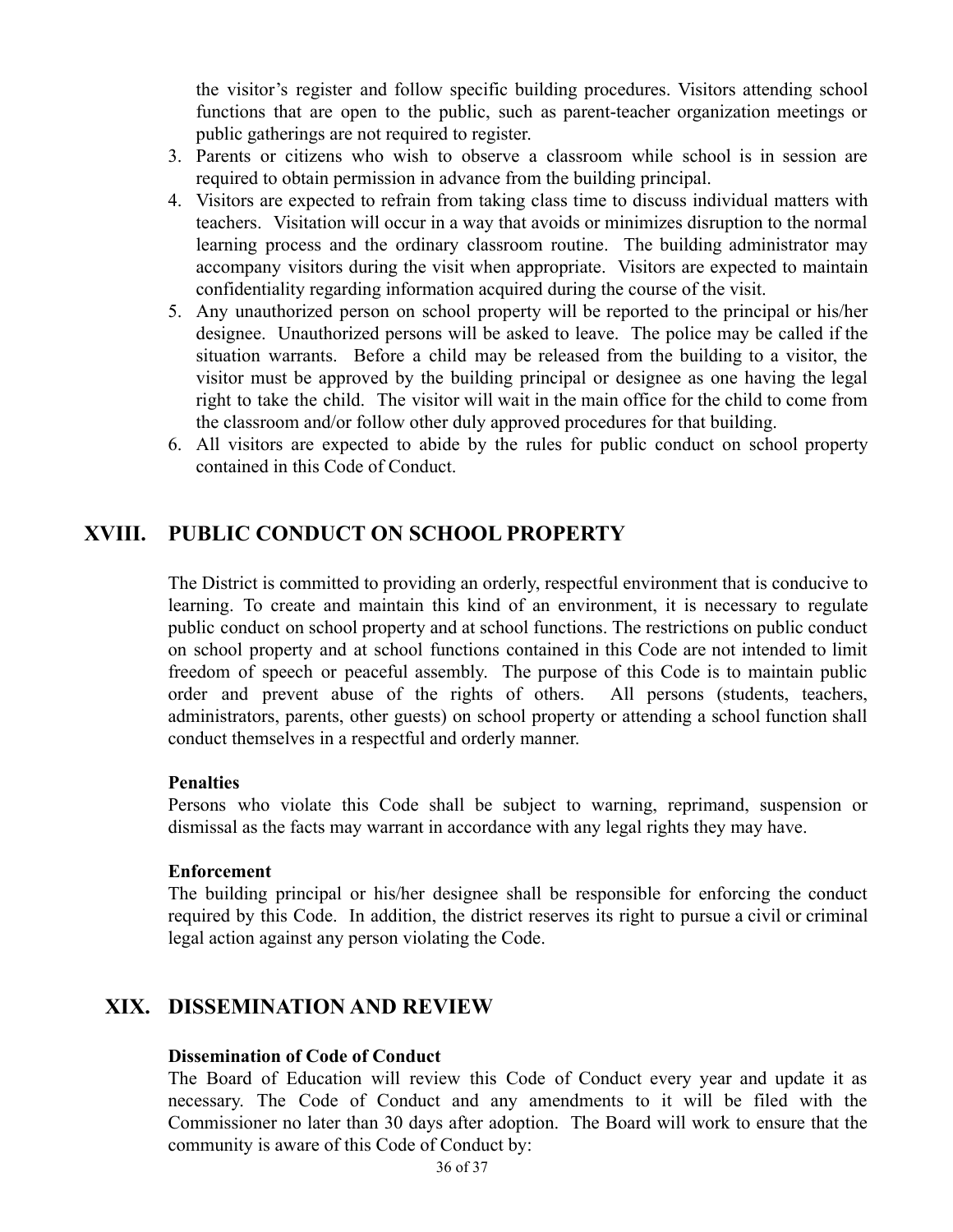the visitor's register and follow specific building procedures. Visitors attending school functions that are open to the public, such as parent-teacher organization meetings or public gatherings are not required to register.

3. Parents or citizens who wish to observe a classroom while school is in session are required to obtain permission in advance from the building principal.
4. Visitors are expected to refrain from taking class time to discuss individual matters with teachers. Visitation will occur in a way that avoids or minimizes disruption to the normal learning process and the ordinary classroom routine. The building administrator may accompany visitors during the visit when appropriate. Visitors are expected to maintain confidentiality regarding information acquired during the course of the visit.
5. Any unauthorized person on school property will be reported to the principal or his/her designee. Unauthorized persons will be asked to leave. The police may be called if the situation warrants. Before a child may be released from the building to a visitor, the visitor must be approved by the building principal or designee as one having the legal right to take the child. The visitor will wait in the main office for the child to come from the classroom and/or follow other duly approved procedures for that building.
6. All visitors are expected to abide by the rules for public conduct on school property contained in this Code of Conduct.

## XVIII. PUBLIC CONDUCT ON SCHOOL PROPERTY

The District is committed to providing an orderly, respectful environment that is conducive to learning. To create and maintain this kind of an environment, it is necessary to regulate public conduct on school property and at school functions. The restrictions on public conduct on school property and at school functions contained in this Code are not intended to limit freedom of speech or peaceful assembly. The purpose of this Code is to maintain public order and prevent abuse of the rights of others. All persons (students, teachers, administrators, parents, other guests) on school property or attending a school function shall conduct themselves in a respectful and orderly manner.

**Penalties**

Persons who violate this Code shall be subject to warning, reprimand, suspension or dismissal as the facts may warrant in accordance with any legal rights they may have.

**Enforcement**

The building principal or his/her designee shall be responsible for enforcing the conduct required by this Code. In addition, the district reserves its right to pursue a civil or criminal legal action against any person violating the Code.

## XIX. DISSEMINATION AND REVIEW

**Dissemination of Code of Conduct**

The Board of Education will review this Code of Conduct every year and update it as necessary. The Code of Conduct and any amendments to it will be filed with the Commissioner no later than 30 days after adoption. The Board will work to ensure that the community is aware of this Code of Conduct by: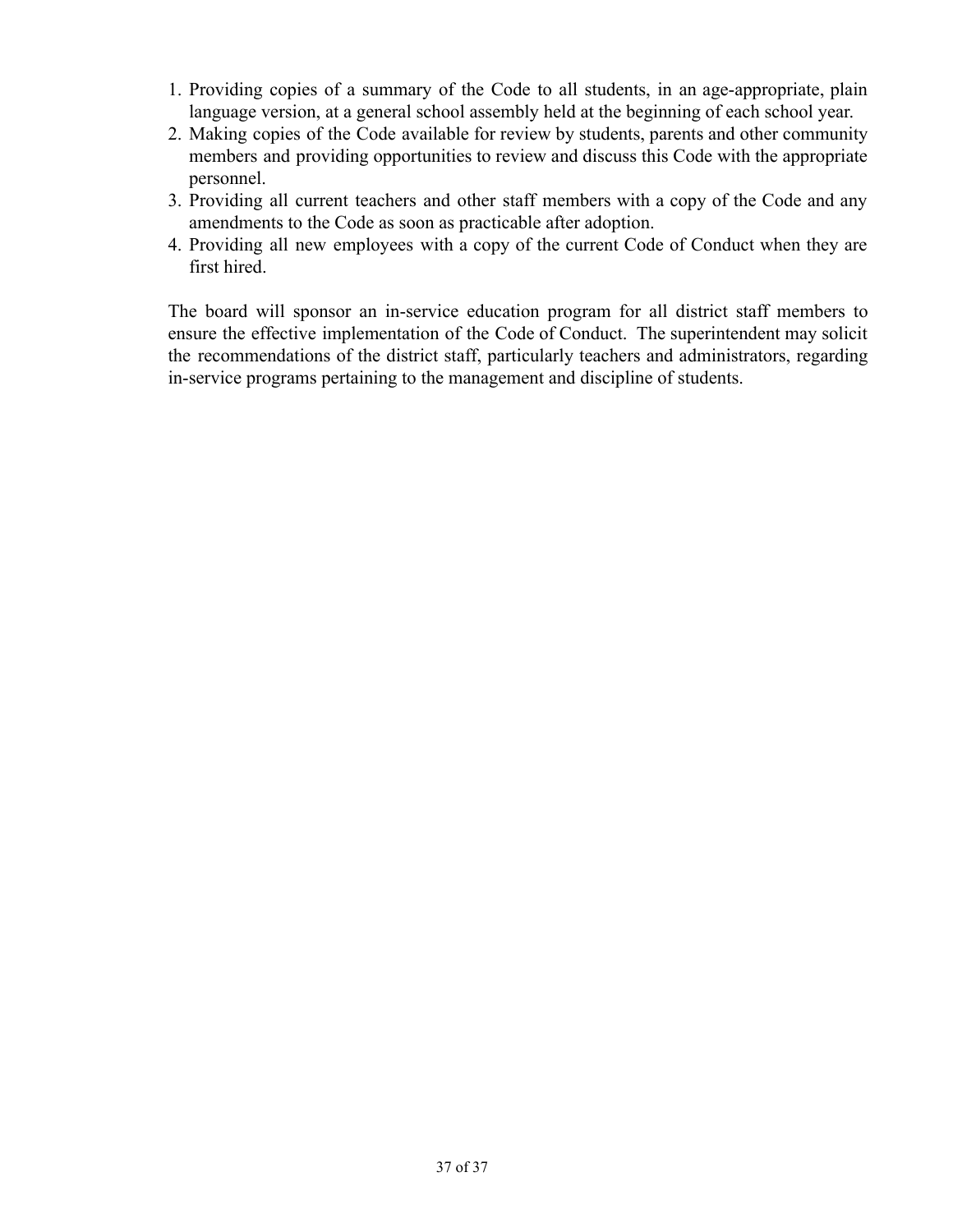1. Providing copies of a summary of the Code to all students, in an age-appropriate, plain language version, at a general school assembly held at the beginning of each school year.
2. Making copies of the Code available for review by students, parents and other community members and providing opportunities to review and discuss this Code with the appropriate personnel.
3. Providing all current teachers and other staff members with a copy of the Code and any amendments to the Code as soon as practicable after adoption.
4. Providing all new employees with a copy of the current Code of Conduct when they are first hired.

The board will sponsor an in-service education program for all district staff members to ensure the effective implementation of the Code of Conduct. The superintendent may solicit the recommendations of the district staff, particularly teachers and administrators, regarding in-service programs pertaining to the management and discipline of students.